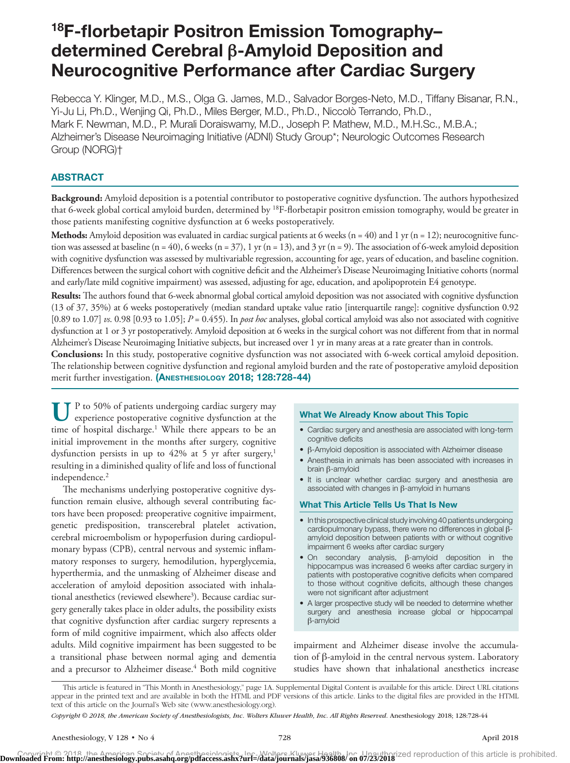# $^{18}$F-florbetapir Positron Emission Tomography–determined Cerebral β-Amyloid Deposition and Neurocognitive Performance after Cardiac Surgery

Rebecca Y. Klinger, M.D., M.S., Olga G. James, M.D., Salvador Borges-Neto, M.D., Tiffany Bisanar, R.N., Yi-Ju Li, Ph.D., Wenjing Qi, Ph.D., Miles Berger, M.D., Ph.D., Niccolò Terrando, Ph.D., Mark F. Newman, M.D., P. Murali Doraiswamy, M.D., Joseph P. Mathew, M.D., M.H.Sc., M.B.A.; Alzheimer's Disease Neuroimaging Initiative (ADNI) Study Group*; Neurologic Outcomes Research Group (NORG)†

## ABSTRACT

**Background:** Amyloid deposition is a potential contributor to postoperative cognitive dysfunction. The authors hypothesized that 6-week global cortical amyloid burden, determined by $^{18}$F-florbetapir positron emission tomography, would be greater in those patients manifesting cognitive dysfunction at 6 weeks postoperatively.

**Methods:** Amyloid deposition was evaluated in cardiac surgical patients at 6 weeks (n = 40) and 1 yr (n = 12); neurocognitive function was assessed at baseline (n = 40), 6 weeks (n = 37), 1 yr (n = 13), and 3 yr (n = 9). The association of 6-week amyloid deposition with cognitive dysfunction was assessed by multivariable regression, accounting for age, years of education, and baseline cognition. Differences between the surgical cohort with cognitive deficit and the Alzheimer's Disease Neuroimaging Initiative cohorts (normal and early/late mild cognitive impairment) was assessed, adjusting for age, education, and apolipoprotein E4 genotype.

**Results:** The authors found that 6-week abnormal global cortical amyloid deposition was not associated with cognitive dysfunction (13 of 37, 35%) at 6 weeks postoperatively (median standard uptake value ratio [interquartile range]: cognitive dysfunction 0.92 [0.89 to 1.07] *vs.* 0.98 [0.93 to 1.05]; *P* = 0.455). In *post hoc* analyses, global cortical amyloid was also not associated with cognitive dysfunction at 1 or 3 yr postoperatively. Amyloid deposition at 6 weeks in the surgical cohort was not different from that in normal Alzheimer's Disease Neuroimaging Initiative subjects, but increased over 1 yr in many areas at a rate greater than in controls.

**Conclusions:** In this study, postoperative cognitive dysfunction was not associated with 6-week cortical amyloid deposition. The relationship between cognitive dysfunction and regional amyloid burden and the rate of postoperative amyloid deposition merit further investigation. **(Anesthesiology 2018; 128:728-44)**

UP to 50% of patients undergoing cardiac surgery may experience postoperative cognitive dysfunction at the time of hospital discharge.[1] While there appears to be an initial improvement in the months after surgery, cognitive dysfunction persists in up to 42% at 5 yr after surgery,[1] resulting in a diminished quality of life and loss of functional independence.[2]

The mechanisms underlying postoperative cognitive dysfunction remain elusive, although several contributing factors have been proposed: preoperative cognitive impairment, genetic predisposition, transcerebral platelet activation, cerebral microembolism or hypoperfusion during cardiopulmonary bypass (CPB), central nervous and systemic inflammatory responses to surgery, hemodilution, hyperglycemia, hyperthermia, and the unmasking of Alzheimer disease and acceleration of amyloid deposition associated with inhalational anesthetics (reviewed elsewhere[3]). Because cardiac surgery generally takes place in older adults, the possibility exists that cognitive dysfunction after cardiac surgery represents a form of mild cognitive impairment, which also affects older adults. Mild cognitive impairment has been suggested to be a transitional phase between normal aging and dementia and a precursor to Alzheimer disease.[4] Both mild cognitive impairment and Alzheimer disease involve the accumulation of β-amyloid in the central nervous system. Laboratory studies have shown that inhalational anesthetics increase

### What We Already Know about This Topic

- Cardiac surgery and anesthesia are associated with long-term cognitive deficits
- β-Amyloid deposition is associated with Alzheimer disease
- Anesthesia in animals has been associated with increases in brain β-amyloid
- It is unclear whether cardiac surgery and anesthesia are associated with changes in β-amyloid in humans

### What This Article Tells Us That Is New

- In this prospective clinical study involving 40 patients undergoing cardiopulmonary bypass, there were no differences in global β-amyloid deposition between patients with or without cognitive impairment 6 weeks after cardiac surgery
- On secondary analysis, β-amyloid deposition in the hippocampus was increased 6 weeks after cardiac surgery in patients with postoperative cognitive deficits when compared to those without cognitive deficits, although these changes were not significant after adjustment
- A larger prospective study will be needed to determine whether surgery and anesthesia increase global or hippocampal β-amyloid

This article is featured in "This Month in Anesthesiology," page 1A. Supplemental Digital Content is available for this article. Direct URL citations appear in the printed text and are available in both the HTML and PDF versions of this article. Links to the digital files are provided in the HTML text of this article on the Journal's Web site (www.anesthesiology.org).

*Copyright © 2018, the American Society of Anesthesiologists, Inc. Wolters Kluwer Health, Inc. All Rights Reserved.* Anesthesiology 2018; 128:728-44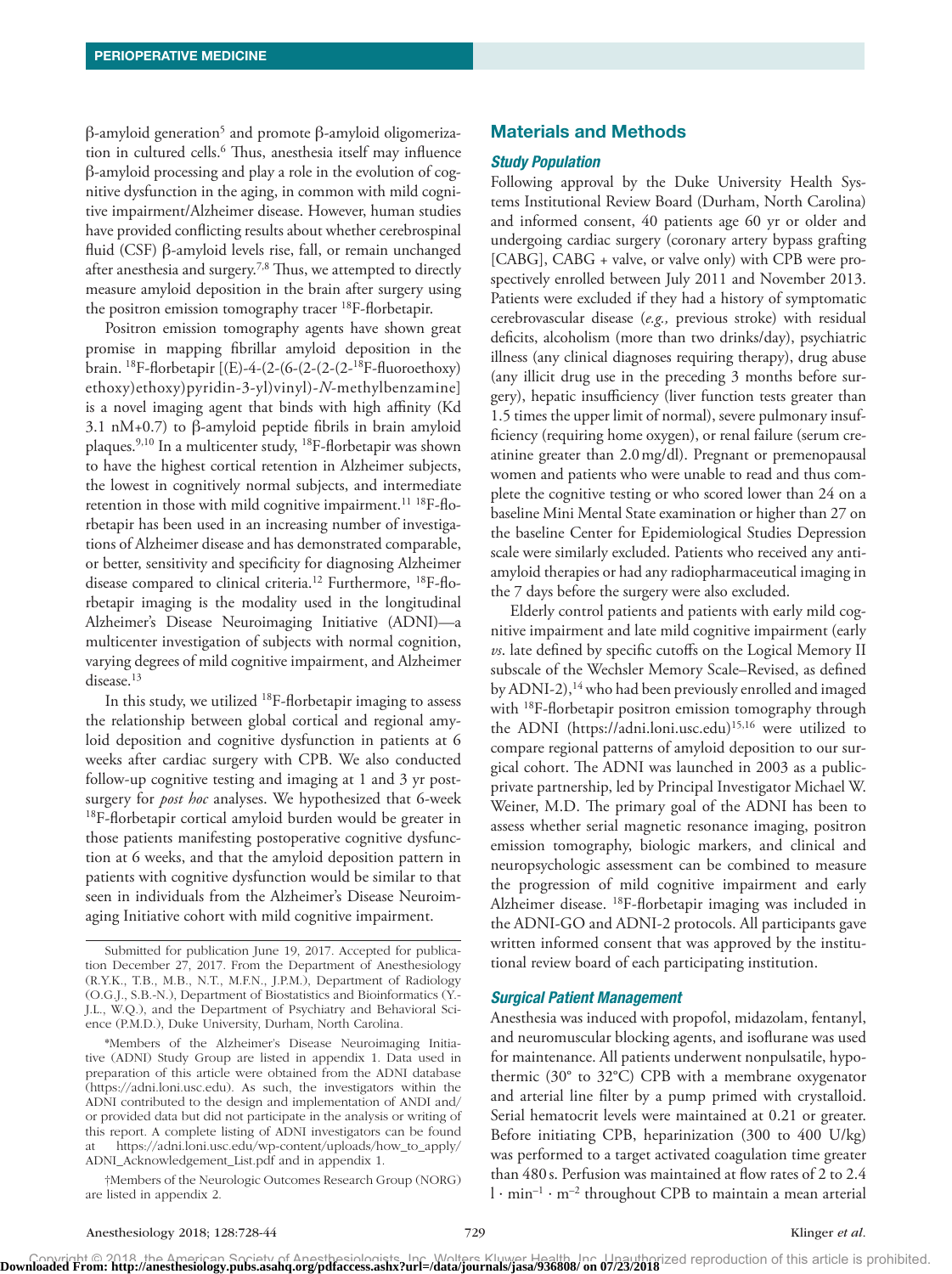β-amyloid generation[5] and promote β-amyloid oligomerization in cultured cells.[6] Thus, anesthesia itself may influence β-amyloid processing and play a role in the evolution of cognitive dysfunction in the aging, in common with mild cognitive impairment/Alzheimer disease. However, human studies have provided conflicting results about whether cerebrospinal fluid (CSF) β-amyloid levels rise, fall, or remain unchanged after anesthesia and surgery.[7,8] Thus, we attempted to directly measure amyloid deposition in the brain after surgery using the positron emission tomography tracer $^{18}$F-florbetapir.

Positron emission tomography agents have shown great promise in mapping fibrillar amyloid deposition in the brain. $^{18}$F-florbetapir [(E)-4-(2-(6-(2-(2-(2-$^{18}$F-fluoroethoxy)ethoxy)ethoxy)pyridin-3-yl)vinyl)-*N*-methylbenzamine] is a novel imaging agent that binds with high affinity (Kd 3.1 nM+0.7) to β-amyloid peptide fibrils in brain amyloid plaques.[9,10] In a multicenter study, $^{18}$F-florbetapir was shown to have the highest cortical retention in Alzheimer subjects, the lowest in cognitively normal subjects, and intermediate retention in those with mild cognitive impairment.[11] $^{18}$F-florbetapir has been used in an increasing number of investigations of Alzheimer disease and has demonstrated comparable, or better, sensitivity and specificity for diagnosing Alzheimer disease compared to clinical criteria.[12] Furthermore, $^{18}$F-florbetapir imaging is the modality used in the longitudinal Alzheimer's Disease Neuroimaging Initiative (ADNI)—a multicenter investigation of subjects with normal cognition, varying degrees of mild cognitive impairment, and Alzheimer disease.[13]

In this study, we utilized $^{18}$F-florbetapir imaging to assess the relationship between global cortical and regional amyloid deposition and cognitive dysfunction in patients at 6 weeks after cardiac surgery with CPB. We also conducted follow-up cognitive testing and imaging at 1 and 3 yr post-surgery for *post hoc* analyses. We hypothesized that 6-week $^{18}$F-florbetapir cortical amyloid burden would be greater in those patients manifesting postoperative cognitive dysfunction at 6 weeks, and that the amyloid deposition pattern in patients with cognitive dysfunction would be similar to that seen in individuals from the Alzheimer's Disease Neuroimaging Initiative cohort with mild cognitive impairment.

## Materials and Methods

### Study Population

Following approval by the Duke University Health Systems Institutional Review Board (Durham, North Carolina) and informed consent, 40 patients age 60 yr or older and undergoing cardiac surgery (coronary artery bypass grafting [CABG], CABG + valve, or valve only) with CPB were prospectively enrolled between July 2011 and November 2013. Patients were excluded if they had a history of symptomatic cerebrovascular disease (*e.g.,* previous stroke) with residual deficits, alcoholism (more than two drinks/day), psychiatric illness (any clinical diagnoses requiring therapy), drug abuse (any illicit drug use in the preceding 3 months before surgery), hepatic insufficiency (liver function tests greater than 1.5 times the upper limit of normal), severe pulmonary insufficiency (requiring home oxygen), or renal failure (serum creatinine greater than 2.0 mg/dl). Pregnant or premenopausal women and patients who were unable to read and thus complete the cognitive testing or who scored lower than 24 on a baseline Mini Mental State examination or higher than 27 on the baseline Center for Epidemiological Studies Depression scale were similarly excluded. Patients who received any antiamyloid therapies or had any radiopharmaceutical imaging in the 7 days before the surgery were also excluded.

Elderly control patients and patients with early mild cognitive impairment and late mild cognitive impairment (early *vs.* late defined by specific cutoffs on the Logical Memory II subscale of the Wechsler Memory Scale–Revised, as defined by ADNI-2),[14] who had been previously enrolled and imaged with $^{18}$F-florbetapir positron emission tomography through the ADNI (https://adni.loni.usc.edu)[15,16] were utilized to compare regional patterns of amyloid deposition to our surgical cohort. The ADNI was launched in 2003 as a public-private partnership, led by Principal Investigator Michael W. Weiner, M.D. The primary goal of the ADNI has been to assess whether serial magnetic resonance imaging, positron emission tomography, biologic markers, and clinical and neuropsychologic assessment can be combined to measure the progression of mild cognitive impairment and early Alzheimer disease. $^{18}$F-florbetapir imaging was included in the ADNI-GO and ADNI-2 protocols. All participants gave written informed consent that was approved by the institutional review board of each participating institution.

### Surgical Patient Management

Anesthesia was induced with propofol, midazolam, fentanyl, and neuromuscular blocking agents, and isoflurane was used for maintenance. All patients underwent nonpulsatile, hypothermic (30° to 32°C) CPB with a membrane oxygenator and arterial line filter by a pump primed with crystalloid. Serial hematocrit levels were maintained at 0.21 or greater. Before initiating CPB, heparinization (300 to 400 U/kg) was performed to a target activated coagulation time greater than 480 s. Perfusion was maintained at flow rates of 2 to 2.4 $l \cdot min^{-1} \cdot m^{-2}$ throughout CPB to maintain a mean arterial

---

Submitted for publication June 19, 2017. Accepted for publication December 27, 2017. From the Department of Anesthesiology (R.Y.K., T.B., M.B., N.T., M.F.N., J.P.M.), Department of Radiology (O.G.J., S.B.-N.), Department of Biostatistics and Bioinformatics (Y.-J.L., W.Q.), and the Department of Psychiatry and Behavioral Science (P.M.D.), Duke University, Durham, North Carolina.

*Members of the Alzheimer's Disease Neuroimaging Initiative (ADNI) Study Group are listed in appendix 1. Data used in preparation of this article were obtained from the ADNI database (https://adni.loni.usc.edu). As such, the investigators within the ADNI contributed to the design and implementation of ANDI and/or provided data but did not participate in the analysis or writing of this report. A complete listing of ADNI investigators can be found at https://adni.loni.usc.edu/wp-content/uploads/how_to_apply/ADNI_Acknowledgement_List.pdf and in appendix 1.

†Members of the Neurologic Outcomes Research Group (NORG) are listed in appendix 2.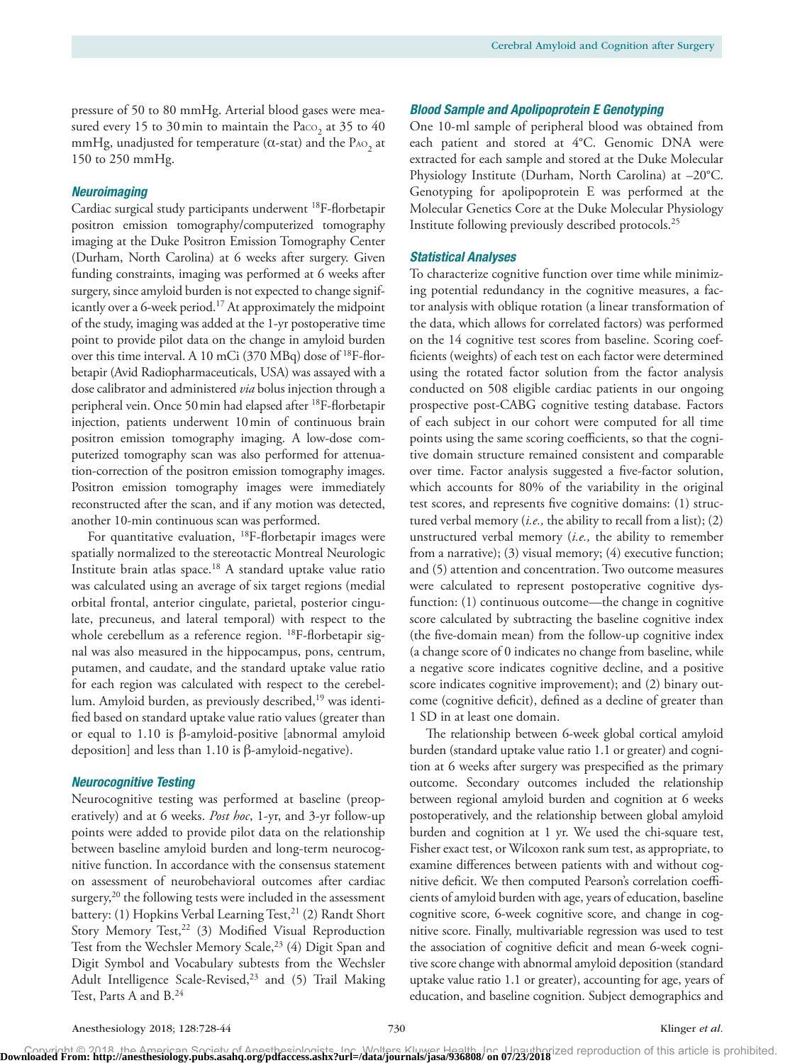pressure of 50 to 80 mmHg. Arterial blood gases were measured every 15 to 30 min to maintain the $Pa_{CO_2}$ at 35 to 40 mmHg, unadjusted for temperature (α-stat) and the $Pa_{O_2}$ at 150 to 250 mmHg.

### *Neuroimaging*

Cardiac surgical study participants underwent $^{18}$F-florbetapir positron emission tomography/computerized tomography imaging at the Duke Positron Emission Tomography Center (Durham, North Carolina) at 6 weeks after surgery. Given funding constraints, imaging was performed at 6 weeks after surgery, since amyloid burden is not expected to change significantly over a 6-week period.[17] At approximately the midpoint of the study, imaging was added at the 1-yr postoperative time point to provide pilot data on the change in amyloid burden over this time interval. A 10 mCi (370 MBq) dose of $^{18}$F-florbetapir (Avid Radiopharmaceuticals, USA) was assayed with a dose calibrator and administered *via* bolus injection through a peripheral vein. Once 50 min had elapsed after $^{18}$F-florbetapir injection, patients underwent 10 min of continuous brain positron emission tomography imaging. A low-dose computerized tomography scan was also performed for attenuation-correction of the positron emission tomography images. Positron emission tomography images were immediately reconstructed after the scan, and if any motion was detected, another 10-min continuous scan was performed.

For quantitative evaluation, $^{18}$F-florbetapir images were spatially normalized to the stereotactic Montreal Neurologic Institute brain atlas space.[18] A standard uptake value ratio was calculated using an average of six target regions (medial orbital frontal, anterior cingulate, parietal, posterior cingulate, precuneus, and lateral temporal) with respect to the whole cerebellum as a reference region. $^{18}$F-florbetapir signal was also measured in the hippocampus, pons, centrum, putamen, and caudate, and the standard uptake value ratio for each region was calculated with respect to the cerebellum. Amyloid burden, as previously described,[19] was identified based on standard uptake value ratio values (greater than or equal to 1.10 is β-amyloid-positive [abnormal amyloid deposition] and less than 1.10 is β-amyloid-negative).

### *Neurocognitive Testing*

Neurocognitive testing was performed at baseline (preoperatively) and at 6 weeks. *Post hoc*, 1-yr, and 3-yr follow-up points were added to provide pilot data on the relationship between baseline amyloid burden and long-term neurocognitive function. In accordance with the consensus statement on assessment of neurobehavioral outcomes after cardiac surgery,[20] the following tests were included in the assessment battery: (1) Hopkins Verbal Learning Test,[21] (2) Randt Short Story Memory Test,[22] (3) Modified Visual Reproduction Test from the Wechsler Memory Scale,[23] (4) Digit Span and Digit Symbol and Vocabulary subtests from the Wechsler Adult Intelligence Scale-Revised,[23] and (5) Trail Making Test, Parts A and B.[24]

### *Blood Sample and Apolipoprotein E Genotyping*

One 10-ml sample of peripheral blood was obtained from each patient and stored at 4°C. Genomic DNA were extracted for each sample and stored at the Duke Molecular Physiology Institute (Durham, North Carolina) at –20°C. Genotyping for apolipoprotein E was performed at the Molecular Genetics Core at the Duke Molecular Physiology Institute following previously described protocols.[25]

### *Statistical Analyses*

To characterize cognitive function over time while minimizing potential redundancy in the cognitive measures, a factor analysis with oblique rotation (a linear transformation of the data, which allows for correlated factors) was performed on the 14 cognitive test scores from baseline. Scoring coefficients (weights) of each test on each factor were determined using the rotated factor solution from the factor analysis conducted on 508 eligible cardiac patients in our ongoing prospective post-CABG cognitive testing database. Factors of each subject in our cohort were computed for all time points using the same scoring coefficients, so that the cognitive domain structure remained consistent and comparable over time. Factor analysis suggested a five-factor solution, which accounts for 80% of the variability in the original test scores, and represents five cognitive domains: (1) structured verbal memory (*i.e.,* the ability to recall from a list); (2) unstructured verbal memory (*i.e.,* the ability to remember from a narrative); (3) visual memory; (4) executive function; and (5) attention and concentration. Two outcome measures were calculated to represent postoperative cognitive dysfunction: (1) continuous outcome—the change in cognitive score calculated by subtracting the baseline cognitive index (the five-domain mean) from the follow-up cognitive index (a change score of 0 indicates no change from baseline, while a negative score indicates cognitive decline, and a positive score indicates cognitive improvement); and (2) binary outcome (cognitive deficit), defined as a decline of greater than 1 SD in at least one domain.

The relationship between 6-week global cortical amyloid burden (standard uptake value ratio 1.1 or greater) and cognition at 6 weeks after surgery was prespecified as the primary outcome. Secondary outcomes included the relationship between regional amyloid burden and cognition at 6 weeks postoperatively, and the relationship between global amyloid burden and cognition at 1 yr. We used the chi-square test, Fisher exact test, or Wilcoxon rank sum test, as appropriate, to examine differences between patients with and without cognitive deficit. We then computed Pearson's correlation coefficients of amyloid burden with age, years of education, baseline cognitive score, 6-week cognitive score, and change in cognitive score. Finally, multivariable regression was used to test the association of cognitive deficit and mean 6-week cognitive score change with abnormal amyloid deposition (standard uptake value ratio 1.1 or greater), accounting for age, years of education, and baseline cognition. Subject demographics and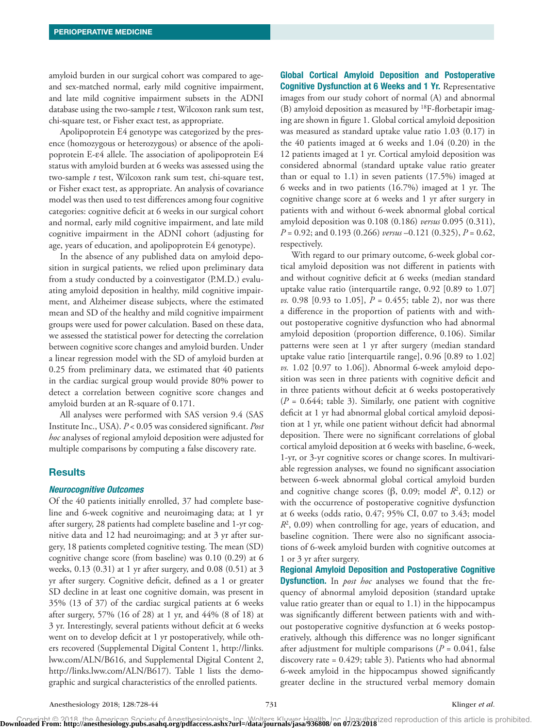amyloid burden in our surgical cohort was compared to age- and sex-matched normal, early mild cognitive impairment, and late mild cognitive impairment subsets in the ADNI database using the two-sample *t* test, Wilcoxon rank sum test, chi-square test, or Fisher exact test, as appropriate.

Apolipoprotein E4 genotype was categorized by the presence (homozygous or heterozygous) or absence of the apolipoprotein E-ε4 allele. The association of apolipoprotein E4 status with amyloid burden at 6 weeks was assessed using the two-sample *t* test, Wilcoxon rank sum test, chi-square test, or Fisher exact test, as appropriate. An analysis of covariance model was then used to test differences among four cognitive categories: cognitive deficit at 6 weeks in our surgical cohort and normal, early mild cognitive impairment, and late mild cognitive impairment in the ADNI cohort (adjusting for age, years of education, and apolipoprotein E4 genotype).

In the absence of any published data on amyloid deposition in surgical patients, we relied upon preliminary data from a study conducted by a coinvestigator (P.M.D.) evaluating amyloid deposition in healthy, mild cognitive impairment, and Alzheimer disease subjects, where the estimated mean and SD of the healthy and mild cognitive impairment groups were used for power calculation. Based on these data, we assessed the statistical power for detecting the correlation between cognitive score changes and amyloid burden. Under a linear regression model with the SD of amyloid burden at 0.25 from preliminary data, we estimated that 40 patients in the cardiac surgical group would provide 80% power to detect a correlation between cognitive score changes and amyloid burden at an R-square of 0.171.

All analyses were performed with SAS version 9.4 (SAS Institute Inc., USA). $P < 0.05$ was considered significant. *Post hoc* analyses of regional amyloid deposition were adjusted for multiple comparisons by computing a false discovery rate.

## Results

### *Neurocognitive Outcomes*

Of the 40 patients initially enrolled, 37 had complete baseline and 6-week cognitive and neuroimaging data; at 1 yr after surgery, 28 patients had complete baseline and 1-yr cognitive data and 12 had neuroimaging; and at 3 yr after surgery, 18 patients completed cognitive testing. The mean (SD) cognitive change score (from baseline) was 0.10 (0.29) at 6 weeks, 0.13 (0.31) at 1 yr after surgery, and 0.08 (0.51) at 3 yr after surgery. Cognitive deficit, defined as a 1 or greater SD decline in at least one cognitive domain, was present in 35% (13 of 37) of the cardiac surgical patients at 6 weeks after surgery, 57% (16 of 28) at 1 yr, and 44% (8 of 18) at 3 yr. Interestingly, several patients without deficit at 6 weeks went on to develop deficit at 1 yr postoperatively, while others recovered (Supplemental Digital Content 1, http://links.lww.com/ALN/B616, and Supplemental Digital Content 2, http://links.lww.com/ALN/B617). Table 1 lists the demographic and surgical characteristics of the enrolled patients.

**Global Cortical Amyloid Deposition and Postoperative Cognitive Dysfunction at 6 Weeks and 1 Yr.** Representative images from our study cohort of normal (A) and abnormal (B) amyloid deposition as measured by $^{18}$F-florbetapir imaging are shown in figure 1. Global cortical amyloid deposition was measured as standard uptake value ratio 1.03 (0.17) in the 40 patients imaged at 6 weeks and 1.04 (0.20) in the 12 patients imaged at 1 yr. Cortical amyloid deposition was considered abnormal (standard uptake value ratio greater than or equal to 1.1) in seven patients (17.5%) imaged at 6 weeks and in two patients (16.7%) imaged at 1 yr. The cognitive change score at 6 weeks and 1 yr after surgery in patients with and without 6-week abnormal global cortical amyloid deposition was 0.108 (0.186) *versus* 0.095 (0.311), $P = 0.92$; and 0.193 (0.266) *versus* –0.121 (0.325), $P = 0.62$, respectively.

With regard to our primary outcome, 6-week global cortical amyloid deposition was not different in patients with and without cognitive deficit at 6 weeks (median standard uptake value ratio (interquartile range, 0.92 [0.89 to 1.07] *vs.* 0.98 [0.93 to 1.05], $P = 0.455$; table 2), nor was there a difference in the proportion of patients with and without postoperative cognitive dysfunction who had abnormal amyloid deposition (proportion difference, 0.106). Similar patterns were seen at 1 yr after surgery (median standard uptake value ratio [interquartile range], 0.96 [0.89 to 1.02] *vs.* 1.02 [0.97 to 1.06]). Abnormal 6-week amyloid deposition was seen in three patients with cognitive deficit and in three patients without deficit at 6 weeks postoperatively ($P = 0.644$; table 3). Similarly, one patient with cognitive deficit at 1 yr had abnormal global cortical amyloid deposition at 1 yr, while one patient without deficit had abnormal deposition. There were no significant correlations of global cortical amyloid deposition at 6 weeks with baseline, 6-week, 1-yr, or 3-yr cognitive scores or change scores. In multivariable regression analyses, we found no significant association between 6-week abnormal global cortical amyloid burden and cognitive change scores (β, 0.09; model $R^2$, 0.12) or with the occurrence of postoperative cognitive dysfunction at 6 weeks (odds ratio, 0.47; 95% CI, 0.07 to 3.43; model $R^2$, 0.09) when controlling for age, years of education, and baseline cognition. There were also no significant associations of 6-week amyloid burden with cognitive outcomes at 1 or 3 yr after surgery.

**Regional Amyloid Deposition and Postoperative Cognitive Dysfunction.** In *post hoc* analyses we found that the frequency of abnormal amyloid deposition (standard uptake value ratio greater than or equal to 1.1) in the hippocampus was significantly different between patients with and without postoperative cognitive dysfunction at 6 weeks postoperatively, although this difference was no longer significant after adjustment for multiple comparisons ($P = 0.041$, false discovery rate = 0.429; table 3). Patients who had abnormal 6-week amyloid in the hippocampus showed significantly greater decline in the structured verbal memory domain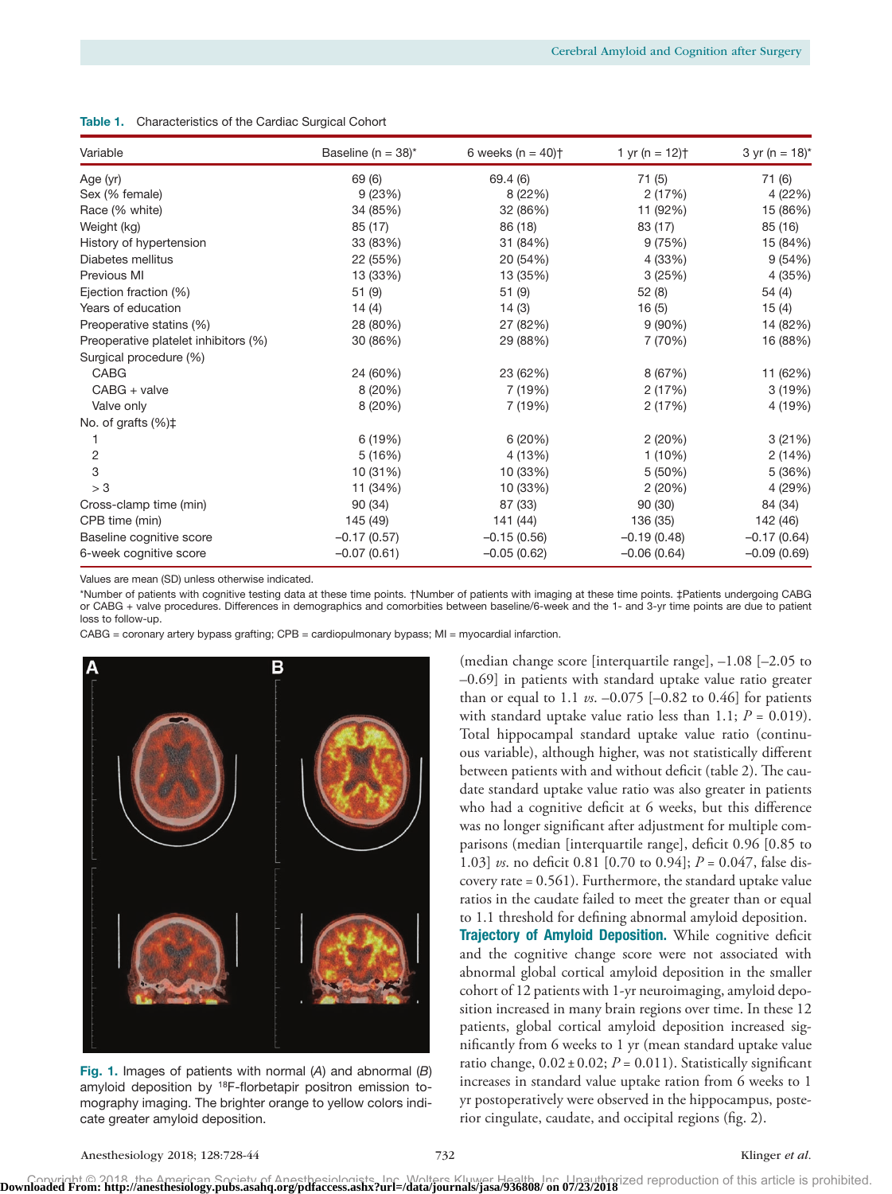**Table 1.** Characteristics of the Cardiac Surgical Cohort

| Variable | Baseline (n = 38)* | 6 weeks (n = 40)† | 1 yr (n = 12)† | 3 yr (n = 18)* |
|---|---|---|---|---|
| Age (yr) | 69 (6) | 69.4 (6) | 71 (5) | 71 (6) |
| Sex (% female) | 9 (23%) | 8 (22%) | 2 (17%) | 4 (22%) |
| Race (% white) | 34 (85%) | 32 (86%) | 11 (92%) | 15 (86%) |
| Weight (kg) | 85 (17) | 86 (18) | 83 (17) | 85 (16) |
| History of hypertension | 33 (83%) | 31 (84%) | 9 (75%) | 15 (84%) |
| Diabetes mellitus | 22 (55%) | 20 (54%) | 4 (33%) | 9 (54%) |
| Previous MI | 13 (33%) | 13 (35%) | 3 (25%) | 4 (35%) |
| Ejection fraction (%) | 51 (9) | 51 (9) | 52 (8) | 54 (4) |
| Years of education | 14 (4) | 14 (3) | 16 (5) | 15 (4) |
| Preoperative statins (%) | 28 (80%) | 27 (82%) | 9 (90%) | 14 (82%) |
| Preoperative platelet inhibitors (%) | 30 (86%) | 29 (88%) | 7 (70%) | 16 (88%) |
| Surgical procedure (%) | | | | |
| CABG | 24 (60%) | 23 (62%) | 8 (67%) | 11 (62%) |
| CABG + valve | 8 (20%) | 7 (19%) | 2 (17%) | 3 (19%) |
| Valve only | 8 (20%) | 7 (19%) | 2 (17%) | 4 (19%) |
| No. of grafts (%)‡ | | | | |
| 1 | 6 (19%) | 6 (20%) | 2 (20%) | 3 (21%) |
| 2 | 5 (16%) | 4 (13%) | 1 (10%) | 2 (14%) |
| 3 | 10 (31%) | 10 (33%) | 5 (50%) | 5 (36%) |
| > 3 | 11 (34%) | 10 (33%) | 2 (20%) | 4 (29%) |
| Cross-clamp time (min) | 90 (34) | 87 (33) | 90 (30) | 84 (34) |
| CPB time (min) | 145 (49) | 141 (44) | 136 (35) | 142 (46) |
| Baseline cognitive score | –0.17 (0.57) | –0.15 (0.56) | –0.19 (0.48) | –0.17 (0.64) |
| 6-week cognitive score | –0.07 (0.61) | –0.05 (0.62) | –0.06 (0.64) | –0.09 (0.69) |

Values are mean (SD) unless otherwise indicated.

*Number of patients with cognitive testing data at these time points. †Number of patients with imaging at these time points. ‡Patients undergoing CABG or CABG + valve procedures. Differences in demographics and comorbities between baseline/6-week and the 1- and 3-yr time points are due to patient loss to follow-up.

CABG = coronary artery bypass grafting; CPB = cardiopulmonary bypass; MI = myocardial infarction.

**Fig. 1.** Images of patients with normal (*A*) and abnormal (*B*) amyloid deposition by [18]F-florbetapir positron emission tomography imaging. The brighter orange to yellow colors indicate greater amyloid deposition.

(median change score [interquartile range], –1.08 [–2.05 to –0.69] in patients with standard uptake value ratio greater than or equal to 1.1 *vs.* –0.075 [–0.82 to 0.46] for patients with standard uptake value ratio less than 1.1; $P = 0.019$). Total hippocampal standard uptake value ratio (continuous variable), although higher, was not statistically different between patients with and without deficit (table 2). The caudate standard uptake value ratio was also greater in patients who had a cognitive deficit at 6 weeks, but this difference was no longer significant after adjustment for multiple comparisons (median [interquartile range], deficit 0.96 [0.85 to 1.03] *vs.* no deficit 0.81 [0.70 to 0.94]; $P = 0.047$, false discovery rate = 0.561). Furthermore, the standard uptake value ratios in the caudate failed to meet the greater than or equal to 1.1 threshold for defining abnormal amyloid deposition.

**Trajectory of Amyloid Deposition.** While cognitive deficit and the cognitive change score were not associated with abnormal global cortical amyloid deposition in the smaller cohort of 12 patients with 1-yr neuroimaging, amyloid deposition increased in many brain regions over time. In these 12 patients, global cortical amyloid deposition increased significantly from 6 weeks to 1 yr (mean standard uptake value ratio change, $0.02 \pm 0.02$; $P = 0.011$). Statistically significant increases in standard value uptake ration from 6 weeks to 1 yr postoperatively were observed in the hippocampus, posterior cingulate, caudate, and occipital regions (fig. 2).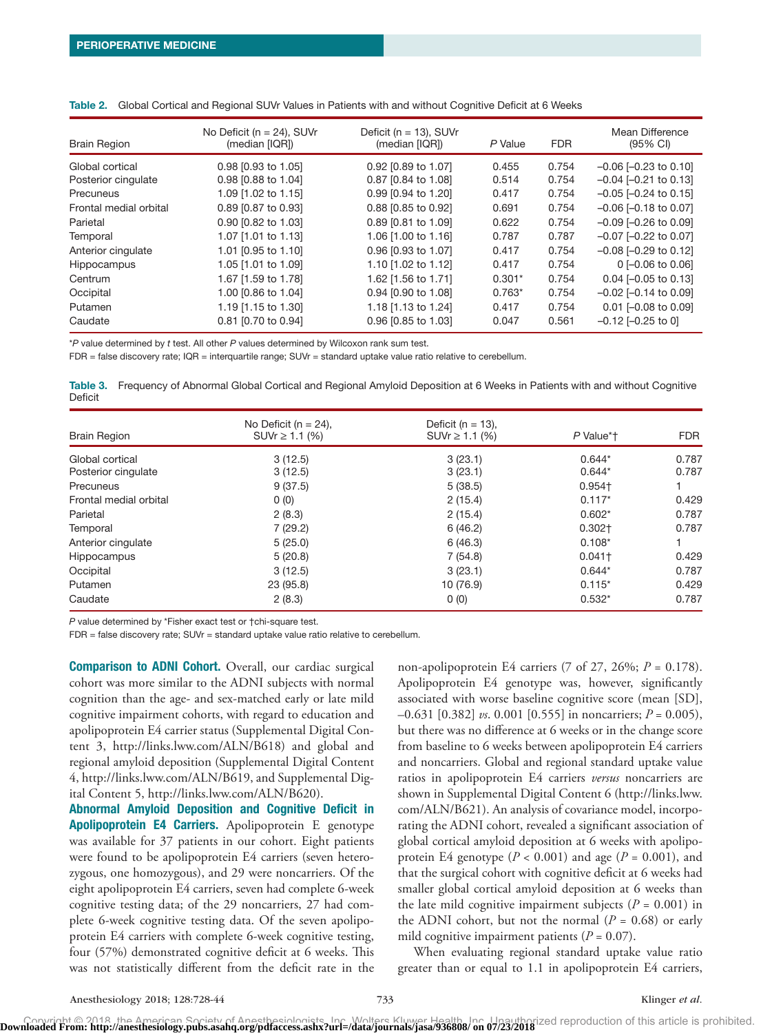Table 2. Global Cortical and Regional SUVr Values in Patients with and without Cognitive Deficit at 6 Weeks

| Brain Region | No Deficit (n = 24), SUVr (median [IQR]) | Deficit (n = 13), SUVr (median [IQR]) | *P* Value | FDR | Mean Difference (95% CI) |
|---|---|---|---|---|---|
| Global cortical | 0.98 [0.93 to 1.05] | 0.92 [0.89 to 1.07] | 0.455 | 0.754 | −0.06 [−0.23 to 0.10] |
| Posterior cingulate | 0.98 [0.88 to 1.04] | 0.87 [0.84 to 1.08] | 0.514 | 0.754 | −0.04 [−0.21 to 0.13] |
| Precuneus | 1.09 [1.02 to 1.15] | 0.99 [0.94 to 1.20] | 0.417 | 0.754 | −0.05 [−0.24 to 0.15] |
| Frontal medial orbital | 0.89 [0.87 to 0.93] | 0.88 [0.85 to 0.92] | 0.691 | 0.754 | −0.06 [−0.18 to 0.07] |
| Parietal | 0.90 [0.82 to 1.03] | 0.89 [0.81 to 1.09] | 0.622 | 0.754 | −0.09 [−0.26 to 0.09] |
| Temporal | 1.07 [1.01 to 1.13] | 1.06 [1.00 to 1.16] | 0.787 | 0.787 | −0.07 [−0.22 to 0.07] |
| Anterior cingulate | 1.01 [0.95 to 1.10] | 0.96 [0.93 to 1.07] | 0.417 | 0.754 | −0.08 [−0.29 to 0.12] |
| Hippocampus | 1.05 [1.01 to 1.09] | 1.10 [1.02 to 1.12] | 0.417 | 0.754 | 0 [−0.06 to 0.06] |
| Centrum | 1.67 [1.59 to 1.78] | 1.62 [1.56 to 1.71] | 0.301* | 0.754 | 0.04 [−0.05 to 0.13] |
| Occipital | 1.00 [0.86 to 1.04] | 0.94 [0.90 to 1.08] | 0.763* | 0.754 | −0.02 [−0.14 to 0.09] |
| Putamen | 1.19 [1.15 to 1.30] | 1.18 [1.13 to 1.24] | 0.417 | 0.754 | 0.01 [−0.08 to 0.09] |
| Caudate | 0.81 [0.70 to 0.94] | 0.96 [0.85 to 1.03] | 0.047 | 0.561 | −0.12 [−0.25 to 0] |

**P* value determined by *t* test. All other *P* values determined by Wilcoxon rank sum test.

FDR = false discovery rate; IQR = interquartile range; SUVr = standard uptake value ratio relative to cerebellum.

Table 3. Frequency of Abnormal Global Cortical and Regional Amyloid Deposition at 6 Weeks in Patients with and without Cognitive Deficit

| Brain Region | No Deficit (n = 24), SUVr ≥ 1.1 (%) | Deficit (n = 13), SUVr ≥ 1.1 (%) | *P* Value*† | FDR |
|---|---|---|---|---|
| Global cortical | 3 (12.5) | 3 (23.1) | 0.644* | 0.787 |
| Posterior cingulate | 3 (12.5) | 3 (23.1) | 0.644* | 0.787 |
| Precuneus | 9 (37.5) | 5 (38.5) | 0.954† | 1 |
| Frontal medial orbital | 0 (0) | 2 (15.4) | 0.117* | 0.429 |
| Parietal | 2 (8.3) | 2 (15.4) | 0.602* | 0.787 |
| Temporal | 7 (29.2) | 6 (46.2) | 0.302† | 0.787 |
| Anterior cingulate | 5 (25.0) | 6 (46.3) | 0.108* | 1 |
| Hippocampus | 5 (20.8) | 7 (54.8) | 0.041† | 0.429 |
| Occipital | 3 (12.5) | 3 (23.1) | 0.644* | 0.787 |
| Putamen | 23 (95.8) | 10 (76.9) | 0.115* | 0.429 |
| Caudate | 2 (8.3) | 0 (0) | 0.532* | 0.787 |

*P* value determined by *Fisher exact test or †chi-square test.

FDR = false discovery rate; SUVr = standard uptake value ratio relative to cerebellum.

**Comparison to ADNI Cohort.** Overall, our cardiac surgical cohort was more similar to the ADNI subjects with normal cognition than the age- and sex-matched early or late mild cognitive impairment cohorts, with regard to education and apolipoprotein E4 carrier status (Supplemental Digital Content 3, http://links.lww.com/ALN/B618) and global and regional amyloid deposition (Supplemental Digital Content 4, http://links.lww.com/ALN/B619, and Supplemental Digital Content 5, http://links.lww.com/ALN/B620).

**Abnormal Amyloid Deposition and Cognitive Deficit in Apolipoprotein E4 Carriers.** Apolipoprotein E genotype was available for 37 patients in our cohort. Eight patients were found to be apolipoprotein E4 carriers (seven heterozygous, one homozygous), and 29 were noncarriers. Of the eight apolipoprotein E4 carriers, seven had complete 6-week cognitive testing data; of the 29 noncarriers, 27 had complete 6-week cognitive testing data. Of the seven apolipoprotein E4 carriers with complete 6-week cognitive testing, four (57%) demonstrated cognitive deficit at 6 weeks. This was not statistically different from the deficit rate in the non-apolipoprotein E4 carriers (7 of 27, 26%; $P = 0.178$). Apolipoprotein E4 genotype was, however, significantly associated with worse baseline cognitive score (mean [SD], −0.631 [0.382] *vs.* 0.001 [0.555] in noncarriers; $P = 0.005$), but there was no difference at 6 weeks or in the change score from baseline to 6 weeks between apolipoprotein E4 carriers and noncarriers. Global and regional standard uptake value ratios in apolipoprotein E4 carriers *versus* noncarriers are shown in Supplemental Digital Content 6 (http://links.lww.com/ALN/B621). An analysis of covariance model, incorporating the ADNI cohort, revealed a significant association of global cortical amyloid deposition at 6 weeks with apolipoprotein E4 genotype ($P < 0.001$) and age ($P = 0.001$), and that the surgical cohort with cognitive deficit at 6 weeks had smaller global cortical amyloid deposition at 6 weeks than the late mild cognitive impairment subjects ($P = 0.001$) in the ADNI cohort, but not the normal ($P = 0.68$) or early mild cognitive impairment patients ($P = 0.07$).

When evaluating regional standard uptake value ratio greater than or equal to 1.1 in apolipoprotein E4 carriers,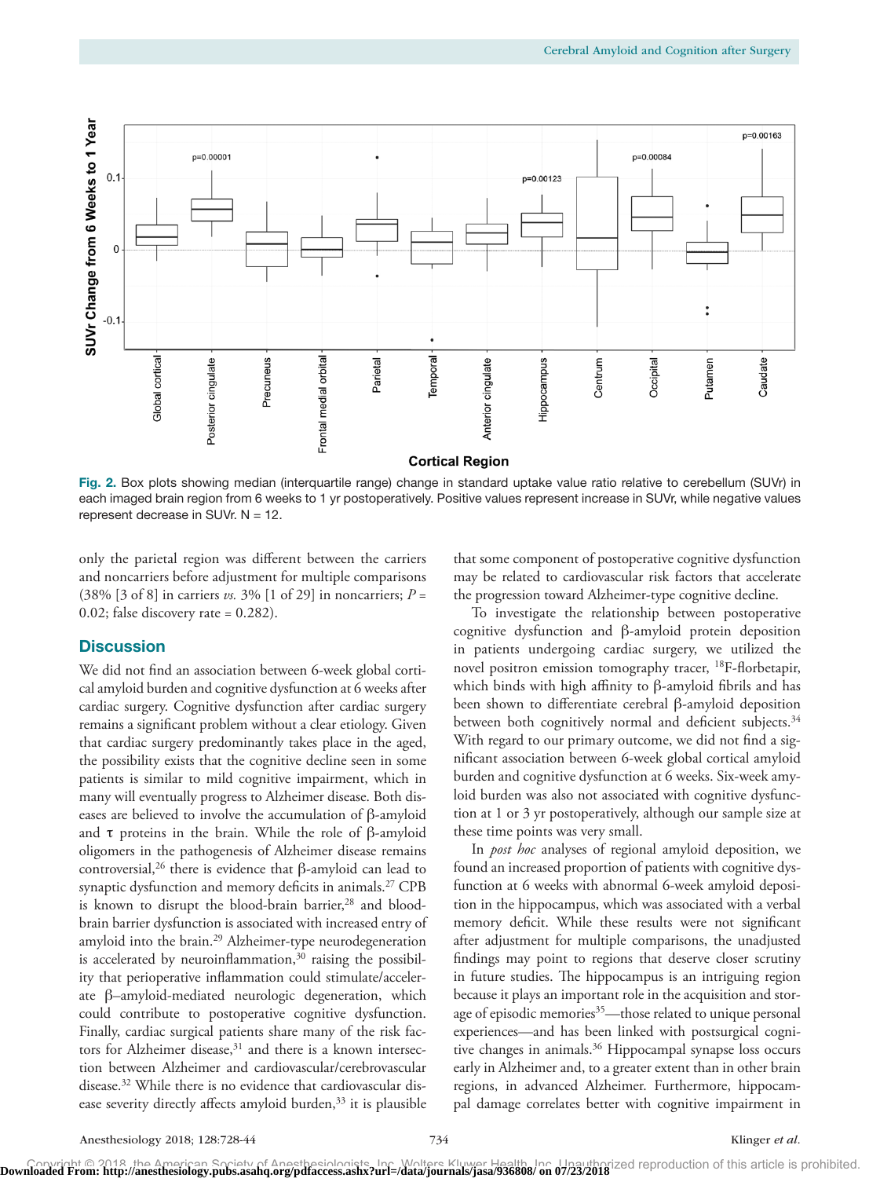Fig. 2. Box plots showing median (interquartile range) change in standard uptake value ratio relative to cerebellum (SUVr) in each imaged brain region from 6 weeks to 1 yr postoperatively. Positive values represent increase in SUVr, while negative values represent decrease in SUVr. N = 12.

only the parietal region was different between the carriers and noncarriers before adjustment for multiple comparisons (38% [3 of 8] in carriers *vs.* 3% [1 of 29] in noncarriers; $P = 0.02$; false discovery rate = 0.282).

## Discussion

We did not find an association between 6-week global cortical amyloid burden and cognitive dysfunction at 6 weeks after cardiac surgery. Cognitive dysfunction after cardiac surgery remains a significant problem without a clear etiology. Given that cardiac surgery predominantly takes place in the aged, the possibility exists that the cognitive decline seen in some patients is similar to mild cognitive impairment, which in many will eventually progress to Alzheimer disease. Both diseases are believed to involve the accumulation of β-amyloid and τ proteins in the brain. While the role of β-amyloid oligomers in the pathogenesis of Alzheimer disease remains controversial,[26] there is evidence that β-amyloid can lead to synaptic dysfunction and memory deficits in animals.[27] CPB is known to disrupt the blood-brain barrier,[28] and blood-brain barrier dysfunction is associated with increased entry of amyloid into the brain.[29] Alzheimer-type neurodegeneration is accelerated by neuroinflammation,[30] raising the possibility that perioperative inflammation could stimulate/accelerate β–amyloid-mediated neurologic degeneration, which could contribute to postoperative cognitive dysfunction. Finally, cardiac surgical patients share many of the risk factors for Alzheimer disease,[31] and there is a known intersection between Alzheimer and cardiovascular/cerebrovascular disease.[32] While there is no evidence that cardiovascular disease severity directly affects amyloid burden,[33] it is plausible that some component of postoperative cognitive dysfunction may be related to cardiovascular risk factors that accelerate the progression toward Alzheimer-type cognitive decline.

To investigate the relationship between postoperative cognitive dysfunction and β-amyloid protein deposition in patients undergoing cardiac surgery, we utilized the novel positron emission tomography tracer, $^{18}$F-florbetapir, which binds with high affinity to β-amyloid fibrils and has been shown to differentiate cerebral β-amyloid deposition between both cognitively normal and deficient subjects.[34] With regard to our primary outcome, we did not find a significant association between 6-week global cortical amyloid burden and cognitive dysfunction at 6 weeks. Six-week amyloid burden was also not associated with cognitive dysfunction at 1 or 3 yr postoperatively, although our sample size at these time points was very small.

In *post hoc* analyses of regional amyloid deposition, we found an increased proportion of patients with cognitive dysfunction at 6 weeks with abnormal 6-week amyloid deposition in the hippocampus, which was associated with a verbal memory deficit. While these results were not significant after adjustment for multiple comparisons, the unadjusted findings may point to regions that deserve closer scrutiny in future studies. The hippocampus is an intriguing region because it plays an important role in the acquisition and storage of episodic memories[35]—those related to unique personal experiences—and has been linked with postsurgical cognitive changes in animals.[36] Hippocampal synapse loss occurs early in Alzheimer and, to a greater extent than in other brain regions, in advanced Alzheimer. Furthermore, hippocampal damage correlates better with cognitive impairment in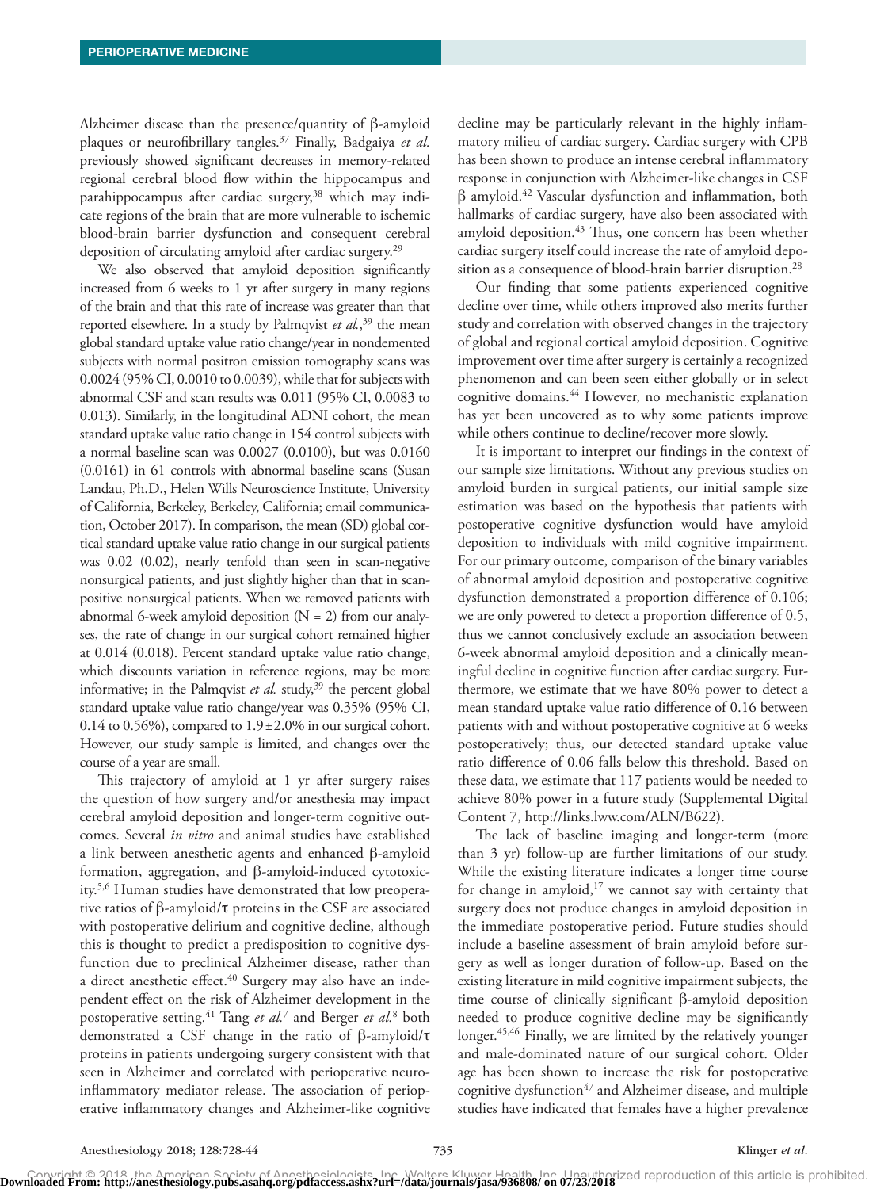Alzheimer disease than the presence/quantity of β-amyloid plaques or neurofibrillary tangles.[37] Finally, Badgaiya *et al.* previously showed significant decreases in memory-related regional cerebral blood flow within the hippocampus and parahippocampus after cardiac surgery,[38] which may indicate regions of the brain that are more vulnerable to ischemic blood-brain barrier dysfunction and consequent cerebral deposition of circulating amyloid after cardiac surgery.[29]

We also observed that amyloid deposition significantly increased from 6 weeks to 1 yr after surgery in many regions of the brain and that this rate of increase was greater than that reported elsewhere. In a study by Palmqvist *et al.*,[39] the mean global standard uptake value ratio change/year in nondemented subjects with normal positron emission tomography scans was 0.0024 (95% CI, 0.0010 to 0.0039), while that for subjects with abnormal CSF and scan results was 0.011 (95% CI, 0.0083 to 0.013). Similarly, in the longitudinal ADNI cohort, the mean standard uptake value ratio change in 154 control subjects with a normal baseline scan was 0.0027 (0.0100), but was 0.0160 (0.0161) in 61 controls with abnormal baseline scans (Susan Landau, Ph.D., Helen Wills Neuroscience Institute, University of California, Berkeley, Berkeley, California; email communication, October 2017). In comparison, the mean (SD) global cortical standard uptake value ratio change in our surgical patients was 0.02 (0.02), nearly tenfold than seen in scan-negative nonsurgical patients, and just slightly higher than that in scan-positive nonsurgical patients. When we removed patients with abnormal 6-week amyloid deposition (N = 2) from our analyses, the rate of change in our surgical cohort remained higher at 0.014 (0.018). Percent standard uptake value ratio change, which discounts variation in reference regions, may be more informative; in the Palmqvist *et al.* study,[39] the percent global standard uptake value ratio change/year was 0.35% (95% CI, 0.14 to 0.56%), compared to 1.9 ± 2.0% in our surgical cohort. However, our study sample is limited, and changes over the course of a year are small.

This trajectory of amyloid at 1 yr after surgery raises the question of how surgery and/or anesthesia may impact cerebral amyloid deposition and longer-term cognitive outcomes. Several *in vitro* and animal studies have established a link between anesthetic agents and enhanced β-amyloid formation, aggregation, and β-amyloid-induced cytotoxicity.[5,6] Human studies have demonstrated that low preoperative ratios of β-amyloid/τ proteins in the CSF are associated with postoperative delirium and cognitive decline, although this is thought to predict a predisposition to cognitive dysfunction due to preclinical Alzheimer disease, rather than a direct anesthetic effect.[40] Surgery may also have an independent effect on the risk of Alzheimer development in the postoperative setting.[41] Tang *et al.*[7] and Berger *et al.*[8] both demonstrated a CSF change in the ratio of β-amyloid/τ proteins in patients undergoing surgery consistent with that seen in Alzheimer and correlated with perioperative neuroinflammatory mediator release. The association of perioperative inflammatory changes and Alzheimer-like cognitive decline may be particularly relevant in the highly inflammatory milieu of cardiac surgery. Cardiac surgery with CPB has been shown to produce an intense cerebral inflammatory response in conjunction with Alzheimer-like changes in CSF β amyloid.[42] Vascular dysfunction and inflammation, both hallmarks of cardiac surgery, have also been associated with amyloid deposition.[43] Thus, one concern has been whether cardiac surgery itself could increase the rate of amyloid deposition as a consequence of blood-brain barrier disruption.[28]

Our finding that some patients experienced cognitive decline over time, while others improved also merits further study and correlation with observed changes in the trajectory of global and regional cortical amyloid deposition. Cognitive improvement over time after surgery is certainly a recognized phenomenon and can been seen either globally or in select cognitive domains.[44] However, no mechanistic explanation has yet been uncovered as to why some patients improve while others continue to decline/recover more slowly.

It is important to interpret our findings in the context of our sample size limitations. Without any previous studies on amyloid burden in surgical patients, our initial sample size estimation was based on the hypothesis that patients with postoperative cognitive dysfunction would have amyloid deposition to individuals with mild cognitive impairment. For our primary outcome, comparison of the binary variables of abnormal amyloid deposition and postoperative cognitive dysfunction demonstrated a proportion difference of 0.106; we are only powered to detect a proportion difference of 0.5, thus we cannot conclusively exclude an association between 6-week abnormal amyloid deposition and a clinically meaningful decline in cognitive function after cardiac surgery. Furthermore, we estimate that we have 80% power to detect a mean standard uptake value ratio difference of 0.16 between patients with and without postoperative cognitive at 6 weeks postoperatively; thus, our detected standard uptake value ratio difference of 0.06 falls below this threshold. Based on these data, we estimate that 117 patients would be needed to achieve 80% power in a future study (Supplemental Digital Content 7, http://links.lww.com/ALN/B622).

The lack of baseline imaging and longer-term (more than 3 yr) follow-up are further limitations of our study. While the existing literature indicates a longer time course for change in amyloid,[17] we cannot say with certainty that surgery does not produce changes in amyloid deposition in the immediate postoperative period. Future studies should include a baseline assessment of brain amyloid before surgery as well as longer duration of follow-up. Based on the existing literature in mild cognitive impairment subjects, the time course of clinically significant β-amyloid deposition needed to produce cognitive decline may be significantly longer.[45,46] Finally, we are limited by the relatively younger and male-dominated nature of our surgical cohort. Older age has been shown to increase the risk for postoperative cognitive dysfunction[47] and Alzheimer disease, and multiple studies have indicated that females have a higher prevalence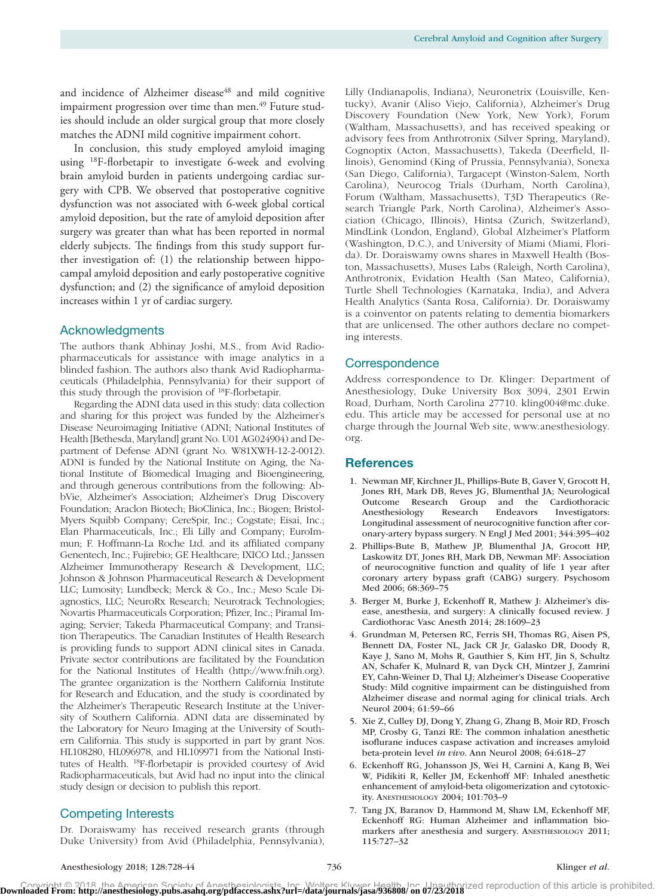and incidence of Alzheimer disease[48] and mild cognitive impairment progression over time than men.[49] Future studies should include an older surgical group that more closely matches the ADNI mild cognitive impairment cohort.

In conclusion, this study employed amyloid imaging using $^{18}$F-florbetapir to investigate 6-week and evolving brain amyloid burden in patients undergoing cardiac surgery with CPB. We observed that postoperative cognitive dysfunction was not associated with 6-week global cortical amyloid deposition, but the rate of amyloid deposition after surgery was greater than what has been reported in normal elderly subjects. The findings from this study support further investigation of: (1) the relationship between hippocampal amyloid deposition and early postoperative cognitive dysfunction; and (2) the significance of amyloid deposition increases within 1 yr of cardiac surgery.

## Acknowledgments

The authors thank Abhinay Joshi, M.S., from Avid Radiopharmaceuticals for assistance with image analytics in a blinded fashion. The authors also thank Avid Radiopharmaceuticals (Philadelphia, Pennsylvania) for their support of this study through the provision of $^{18}$F-florbetapir.

Regarding the ADNI data used in this study: data collection and sharing for this project was funded by the Alzheimer's Disease Neuroimaging Initiative (ADNI; National Institutes of Health [Bethesda, Maryland] grant No. U01 AG024904) and Department of Defense ADNI (grant No. W81XWH-12-2-0012). ADNI is funded by the National Institute on Aging, the National Institute of Biomedical Imaging and Bioengineering, and through generous contributions from the following: AbbVie, Alzheimer's Association; Alzheimer's Drug Discovery Foundation; Araclon Biotech; BioClinica, Inc.; Biogen; Bristol-Myers Squibb Company; CereSpir, Inc.; Cogstate; Eisai, Inc.; Elan Pharmaceuticals, Inc.; Eli Lilly and Company; EuroImmun; F. Hoffmann-La Roche Ltd. and its affiliated company Genentech, Inc.; Fujirebio; GE Healthcare; IXICO Ltd.; Janssen Alzheimer Immunotherapy Research & Development, LLC; Johnson & Johnson Pharmaceutical Research & Development LLC; Lumosity; Lundbeck; Merck & Co., Inc.; Meso Scale Diagnostics, LLC; NeuroRx Research; Neurotrack Technologies; Novartis Pharmaceuticals Corporation; Pfizer, Inc.; Piramal Imaging; Servier; Takeda Pharmaceutical Company; and Transition Therapeutics. The Canadian Institutes of Health Research is providing funds to support ADNI clinical sites in Canada. Private sector contributions are facilitated by the Foundation for the National Institutes of Health (http://www.fnih.org). The grantee organization is the Northern California Institute for Research and Education, and the study is coordinated by the Alzheimer's Therapeutic Research Institute at the University of Southern California. ADNI data are disseminated by the Laboratory for Neuro Imaging at the University of Southern California. This study is supported in part by grant Nos. HL108280, HL096978, and HL109971 from the National Institutes of Health. $^{18}$F-florbetapir is provided courtesy of Avid Radiopharmaceuticals, but Avid had no input into the clinical study design or decision to publish this report.

## Competing Interests

Dr. Doraiswamy has received research grants (through Duke University) from Avid (Philadelphia, Pennsylvania), Lilly (Indianapolis, Indiana), Neuronetrix (Louisville, Kentucky), Avanir (Aliso Viejo, California), Alzheimer's Drug Discovery Foundation (New York, New York), Forum (Waltham, Massachusetts), and has received speaking or advisory fees from Anthrotronix (Silver Spring, Maryland), Cognoptix (Acton, Massachusetts), Takeda (Deerfield, Illinois), Genomind (King of Prussia, Pennsylvania), Sonexa (San Diego, California), Targacept (Winston-Salem, North Carolina), Neurocog Trials (Durham, North Carolina), Forum (Waltham, Massachusetts), T3D Therapeutics (Research Triangle Park, North Carolina), Alzheimer's Association (Chicago, Illinois), Hintsa (Zurich, Switzerland), MindLink (London, England), Global Alzheimer's Platform (Washington, D.C.), and University of Miami (Miami, Florida). Dr. Doraiswamy owns shares in Maxwell Health (Boston, Massachusetts), Muses Labs (Raleigh, North Carolina), Anthrotronix, Evidation Health (San Mateo, California), Turtle Shell Technologies (Karnataka, India), and Advera Health Analytics (Santa Rosa, California). Dr. Doraiswamy is a coinventor on patents relating to dementia biomarkers that are unlicensed. The other authors declare no competing interests.

## Correspondence

Address correspondence to Dr. Klinger: Department of Anesthesiology, Duke University Box 3094, 2301 Erwin Road, Durham, North Carolina 27710. kling004@mc.duke.edu. This article may be accessed for personal use at no charge through the Journal Web site, www.anesthesiology.org.

## References

1. Newman MF, Kirchner JL, Phillips-Bute B, Gaver V, Grocott H, Jones RH, Mark DB, Reves JG, Blumenthal JA; Neurological Outcome Research Group and the Cardiothoracic Anesthesiology Research Endeavors Investigators: Longitudinal assessment of neurocognitive function after coronary-artery bypass surgery. N Engl J Med 2001; 344:395–402
2. Phillips-Bute B, Mathew JP, Blumenthal JA, Grocott HP, Laskowitz DT, Jones RH, Mark DB, Newman MF: Association of neurocognitive function and quality of life 1 year after coronary artery bypass graft (CABG) surgery. Psychosom Med 2006; 68:369–75
3. Berger M, Burke J, Eckenhoff R, Mathew J: Alzheimer's disease, anesthesia, and surgery: A clinically focused review. J Cardiothorac Vasc Anesth 2014; 28:1609–23
4. Grundman M, Petersen RC, Ferris SH, Thomas RG, Aisen PS, Bennett DA, Foster NL, Jack CR Jr, Galasko DR, Doody R, Kaye J, Sano M, Mohs R, Gauthier S, Kim HT, Jin S, Schultz AN, Schafer K, Mulnard R, van Dyck CH, Mintzer J, Zamrini EY, Cahn-Weiner D, Thal LJ; Alzheimer's Disease Cooperative Study: Mild cognitive impairment can be distinguished from Alzheimer disease and normal aging for clinical trials. Arch Neurol 2004; 61:59–66
5. Xie Z, Culley DJ, Dong Y, Zhang G, Zhang B, Moir RD, Frosch MP, Crosby G, Tanzi RE: The common inhalation anesthetic isoflurane induces caspase activation and increases amyloid beta-protein level *in vivo*. Ann Neurol 2008; 64:618–27
6. Eckenhoff RG, Johansson JS, Wei H, Carnini A, Kang B, Wei W, Pidikiti R, Keller JM, Eckenhoff MF: Inhaled anesthetic enhancement of amyloid-beta oligomerization and cytotoxicity. Anesthesiology 2004; 101:703–9
7. Tang JX, Baranov D, Hammond M, Shaw LM, Eckenhoff MF, Eckenhoff RG: Human Alzheimer and inflammation biomarkers after anesthesia and surgery. Anesthesiology 2011; 115:727–32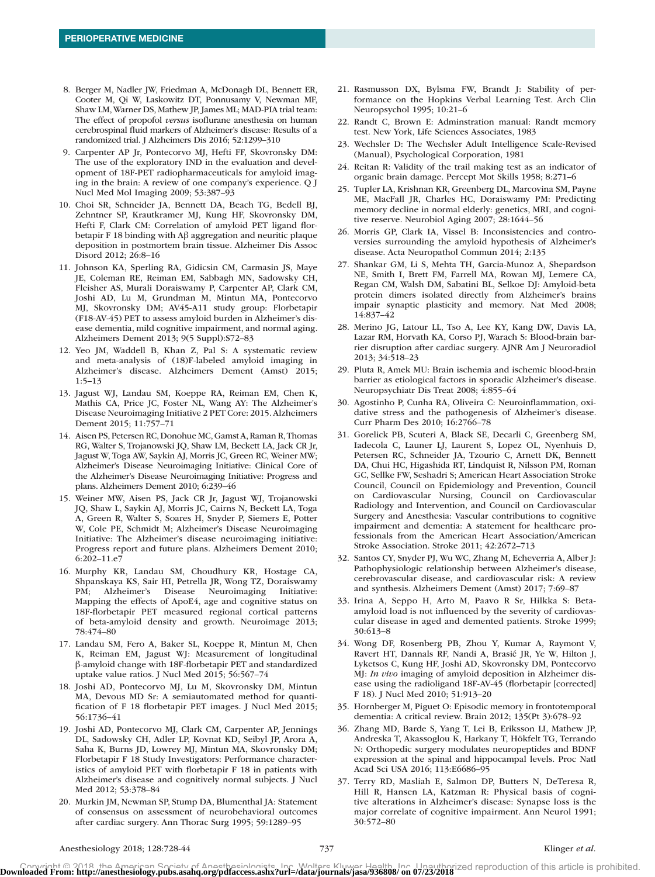8. Berger M, Nadler JW, Friedman A, McDonagh DL, Bennett ER, Cooter M, Qi W, Laskowitz DT, Ponnusamy V, Newman MF, Shaw LM, Warner DS, Mathew JP, James ML; MAD-PIA trial team: The effect of propofol *versus* isoflurane anesthesia on human cerebrospinal fluid markers of Alzheimer's disease: Results of a randomized trial. J Alzheimers Dis 2016; 52:1299–310
9. Carpenter AP Jr, Pontecorvo MJ, Hefti FF, Skovronsky DM: The use of the exploratory IND in the evaluation and development of 18F-PET radiopharmaceuticals for amyloid imaging in the brain: A review of one company's experience. Q J Nucl Med Mol Imaging 2009; 53:387–93
10. Choi SR, Schneider JA, Bennett DA, Beach TG, Bedell BJ, Zehntner SP, Krautkramer MJ, Kung HF, Skovronsky DM, Hefti F, Clark CM: Correlation of amyloid PET ligand florbetapir F 18 binding with Aβ aggregation and neuritic plaque deposition in postmortem brain tissue. Alzheimer Dis Assoc Disord 2012; 26:8–16
11. Johnson KA, Sperling RA, Gidicsin CM, Carmasin JS, Maye JE, Coleman RE, Reiman EM, Sabbagh MN, Sadowsky CH, Fleisher AS, Murali Doraiswamy P, Carpenter AP, Clark CM, Joshi AD, Lu M, Grundman M, Mintun MA, Pontecorvo MJ, Skovronsky DM; AV45-A11 study group: Florbetapir (F18-AV-45) PET to assess amyloid burden in Alzheimer's disease dementia, mild cognitive impairment, and normal aging. Alzheimers Dement 2013; 9(5 Suppl):S72–83
12. Yeo JM, Waddell B, Khan Z, Pal S: A systematic review and meta-analysis of (18)F-labeled amyloid imaging in Alzheimer's disease. Alzheimers Dement (Amst) 2015; 1:5–13
13. Jagust WJ, Landau SM, Koeppe RA, Reiman EM, Chen K, Mathis CA, Price JC, Foster NL, Wang AY: The Alzheimer's Disease Neuroimaging Initiative 2 PET Core: 2015. Alzheimers Dement 2015; 11:757–71
14. Aisen PS, Petersen RC, Donohue MC, Gamst A, Raman R, Thomas RG, Walter S, Trojanowski JQ, Shaw LM, Beckett LA, Jack CR Jr, Jagust W, Toga AW, Saykin AJ, Morris JC, Green RC, Weiner MW; Alzheimer's Disease Neuroimaging Initiative: Clinical Core of the Alzheimer's Disease Neuroimaging Initiative: Progress and plans. Alzheimers Dement 2010; 6:239–46
15. Weiner MW, Aisen PS, Jack CR Jr, Jagust WJ, Trojanowski JQ, Shaw L, Saykin AJ, Morris JC, Cairns N, Beckett LA, Toga A, Green R, Walter S, Soares H, Snyder P, Siemers E, Potter W, Cole PE, Schmidt M; Alzheimer's Disease Neuroimaging Initiative: The Alzheimer's disease neuroimaging initiative: Progress report and future plans. Alzheimers Dement 2010; 6:202–11.e7
16. Murphy KR, Landau SM, Choudhury KR, Hostage CA, Shpanskaya KS, Sair HI, Petrella JR, Wong TZ, Doraiswamy PM; Alzheimer's Disease Neuroimaging Initiative: Mapping the effects of ApoE4, age and cognitive status on 18F-florbetapir PET measured regional cortical patterns of beta-amyloid density and growth. Neuroimage 2013; 78:474–80
17. Landau SM, Fero A, Baker SL, Koeppe R, Mintun M, Chen K, Reiman EM, Jagust WJ: Measurement of longitudinal β-amyloid change with 18F-florbetapir PET and standardized uptake value ratios. J Nucl Med 2015; 56:567–74
18. Joshi AD, Pontecorvo MJ, Lu M, Skovronsky DM, Mintun MA, Devous MD Sr: A semiautomated method for quantification of F 18 florbetapir PET images. J Nucl Med 2015; 56:1736–41
19. Joshi AD, Pontecorvo MJ, Clark CM, Carpenter AP, Jennings DL, Sadowsky CH, Adler LP, Kovnat KD, Seibyl JP, Arora A, Saha K, Burns JD, Lowrey MJ, Mintun MA, Skovronsky DM; Florbetapir F 18 Study Investigators: Performance characteristics of amyloid PET with florbetapir F 18 in patients with Alzheimer's disease and cognitively normal subjects. J Nucl Med 2012; 53:378–84
20. Murkin JM, Newman SP, Stump DA, Blumenthal JA: Statement of consensus on assessment of neurobehavioral outcomes after cardiac surgery. Ann Thorac Surg 1995; 59:1289–95
21. Rasmusson DX, Bylsma FW, Brandt J: Stability of performance on the Hopkins Verbal Learning Test. Arch Clin Neuropsychol 1995; 10:21–6
22. Randt C, Brown E: Adminstration manual: Randt memory test. New York, Life Sciences Associates, 1983
23. Wechsler D: The Wechsler Adult Intelligence Scale-Revised (Manual), Psychological Corporation, 1981
24. Reitan R: Validity of the trail making test as an indicator of organic brain damage. Percept Mot Skills 1958; 8:271–6
25. Tupler LA, Krishnan KR, Greenberg DL, Marcovina SM, Payne ME, MacFall JR, Charles HC, Doraiswamy PM: Predicting memory decline in normal elderly: genetics, MRI, and cognitive reserve. Neurobiol Aging 2007; 28:1644–56
26. Morris GP, Clark IA, Vissel B: Inconsistencies and controversies surrounding the amyloid hypothesis of Alzheimer's disease. Acta Neuropathol Commun 2014; 2:135
27. Shankar GM, Li S, Mehta TH, Garcia-Munoz A, Shepardson NE, Smith I, Brett FM, Farrell MA, Rowan MJ, Lemere CA, Regan CM, Walsh DM, Sabatini BL, Selkoe DJ: Amyloid-beta protein dimers isolated directly from Alzheimer's brains impair synaptic plasticity and memory. Nat Med 2008; 14:837–42
28. Merino JG, Latour LL, Tso A, Lee KY, Kang DW, Davis LA, Lazar RM, Horvath KA, Corso PJ, Warach S: Blood-brain barrier disruption after cardiac surgery. AJNR Am J Neuroradiol 2013; 34:518–23
29. Pluta R, Amek MU: Brain ischemia and ischemic blood-brain barrier as etiological factors in sporadic Alzheimer's disease. Neuropsychiatr Dis Treat 2008; 4:855–64
30. Agostinho P, Cunha RA, Oliveira C: Neuroinflammation, oxidative stress and the pathogenesis of Alzheimer's disease. Curr Pharm Des 2010; 16:2766–78
31. Gorelick PB, Scuteri A, Black SE, Decarli C, Greenberg SM, Iadecola C, Launer LJ, Laurent S, Lopez OL, Nyenhuis D, Petersen RC, Schneider JA, Tzourio C, Arnett DK, Bennett DA, Chui HC, Higashida RT, Lindquist R, Nilsson PM, Roman GC, Sellke FW, Seshadri S; American Heart Association Stroke Council, Council on Epidemiology and Prevention, Council on Cardiovascular Nursing, Council on Cardiovascular Radiology and Intervention, and Council on Cardiovascular Surgery and Anesthesia: Vascular contributions to cognitive impairment and dementia: A statement for healthcare professionals from the American Heart Association/American Stroke Association. Stroke 2011; 42:2672–713
32. Santos CY, Snyder PJ, Wu WC, Zhang M, Echeverria A, Alber J: Pathophysiologic relationship between Alzheimer's disease, cerebrovascular disease, and cardiovascular risk: A review and synthesis. Alzheimers Dement (Amst) 2017; 7:69–87
33. Irina A, Seppo H, Arto M, Paavo R Sr, Hilkka S: Beta-amyloid load is not influenced by the severity of cardiovascular disease in aged and demented patients. Stroke 1999; 30:613–8
34. Wong DF, Rosenberg PB, Zhou Y, Kumar A, Raymont V, Ravert HT, Dannals RF, Nandi A, Brasić JR, Ye W, Hilton J, Lyketsos C, Kung HF, Joshi AD, Skovronsky DM, Pontecorvo MJ: *In vivo* imaging of amyloid deposition in Alzheimer disease using the radioligand 18F-AV-45 (flobetapir [corrected] F 18). J Nucl Med 2010; 51:913–20
35. Hornberger M, Piguet O: Episodic memory in frontotemporal dementia: A critical review. Brain 2012; 135(Pt 3):678–92
36. Zhang MD, Barde S, Yang T, Lei B, Eriksson LI, Mathew JP, Andreska T, Akassoglou K, Harkany T, Hökfelt TG, Terrando N: Orthopedic surgery modulates neuropeptides and BDNF expression at the spinal and hippocampal levels. Proc Natl Acad Sci USA 2016; 113:E6686–95
37. Terry RD, Masliah E, Salmon DP, Butters N, DeTeresa R, Hill R, Hansen LA, Katzman R: Physical basis of cognitive alterations in Alzheimer's disease: Synapse loss is the major correlate of cognitive impairment. Ann Neurol 1991; 30:572–80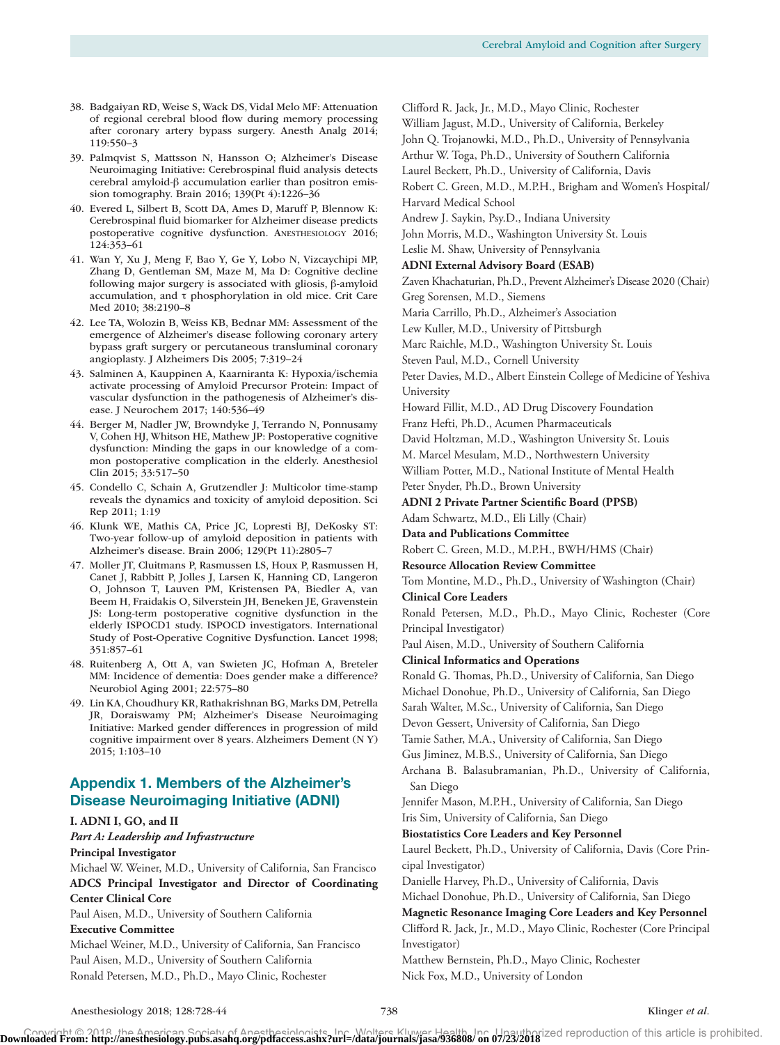38. Badgaiyan RD, Weise S, Wack DS, Vidal Melo MF: Attenuation of regional cerebral blood flow during memory processing after coronary artery bypass surgery. Anesth Analg 2014; 119:550–3
39. Palmqvist S, Mattsson N, Hansson O; Alzheimer's Disease Neuroimaging Initiative: Cerebrospinal fluid analysis detects cerebral amyloid-β accumulation earlier than positron emission tomography. Brain 2016; 139(Pt 4):1226–36
40. Evered L, Silbert B, Scott DA, Ames D, Maruff P, Blennow K: Cerebrospinal fluid biomarker for Alzheimer disease predicts postoperative cognitive dysfunction. Anesthesiology 2016; 124:353–61
41. Wan Y, Xu J, Meng F, Bao Y, Ge Y, Lobo N, Vizcaychipi MP, Zhang D, Gentleman SM, Maze M, Ma D: Cognitive decline following major surgery is associated with gliosis, β-amyloid accumulation, and τ phosphorylation in old mice. Crit Care Med 2010; 38:2190–8
42. Lee TA, Wolozin B, Weiss KB, Bednar MM: Assessment of the emergence of Alzheimer's disease following coronary artery bypass graft surgery or percutaneous transluminal coronary angioplasty. J Alzheimers Dis 2005; 7:319–24
43. Salminen A, Kauppinen A, Kaarniranta K: Hypoxia/ischemia activate processing of Amyloid Precursor Protein: Impact of vascular dysfunction in the pathogenesis of Alzheimer's disease. J Neurochem 2017; 140:536–49
44. Berger M, Nadler JW, Browndyke J, Terrando N, Ponnusamy V, Cohen HJ, Whitson HE, Mathew JP: Postoperative cognitive dysfunction: Minding the gaps in our knowledge of a common postoperative complication in the elderly. Anesthesiol Clin 2015; 33:517–50
45. Condello C, Schain A, Grutzendler J: Multicolor time-stamp reveals the dynamics and toxicity of amyloid deposition. Sci Rep 2011; 1:19
46. Klunk WE, Mathis CA, Price JC, Lopresti BJ, DeKosky ST: Two-year follow-up of amyloid deposition in patients with Alzheimer's disease. Brain 2006; 129(Pt 11):2805–7
47. Moller JT, Cluitmans P, Rasmussen LS, Houx P, Rasmussen H, Canet J, Rabbitt P, Jolles J, Larsen K, Hanning CD, Langeron O, Johnson T, Lauven PM, Kristensen PA, Biedler A, van Beem H, Fraidakis O, Silverstein JH, Beneken JE, Gravenstein JS: Long-term postoperative cognitive dysfunction in the elderly ISPOCD1 study. ISPOCD investigators. International Study of Post-Operative Cognitive Dysfunction. Lancet 1998; 351:857–61
48. Ruitenberg A, Ott A, van Swieten JC, Hofman A, Breteler MM: Incidence of dementia: Does gender make a difference? Neurobiol Aging 2001; 22:575–80
49. Lin KA, Choudhury KR, Rathakrishnan BG, Marks DM, Petrella JR, Doraiswamy PM; Alzheimer's Disease Neuroimaging Initiative: Marked gender differences in progression of mild cognitive impairment over 8 years. Alzheimers Dement (N Y) 2015; 1:103–10

## Appendix 1. Members of the Alzheimer's Disease Neuroimaging Initiative (ADNI)

**I. ADNI I, GO, and II**

***Part A: Leadership and Infrastructure***

**Principal Investigator**

Michael W. Weiner, M.D., University of California, San Francisco

**ADCS Principal Investigator and Director of Coordinating Center Clinical Core**

Paul Aisen, M.D., University of Southern California

**Executive Committee**

Michael Weiner, M.D., University of California, San Francisco
Paul Aisen, M.D., University of Southern California
Ronald Petersen, M.D., Ph.D., Mayo Clinic, Rochester
Clifford R. Jack, Jr., M.D., Mayo Clinic, Rochester
William Jagust, M.D., University of California, Berkeley
John Q. Trojanowki, M.D., Ph.D., University of Pennsylvania
Arthur W. Toga, Ph.D., University of Southern California
Laurel Beckett, Ph.D., University of California, Davis
Robert C. Green, M.D., M.P.H., Brigham and Women's Hospital/Harvard Medical School
Andrew J. Saykin, Psy.D., Indiana University
John Morris, M.D., Washington University St. Louis
Leslie M. Shaw, University of Pennsylvania

**ADNI External Advisory Board (ESAB)**

Zaven Khachaturian, Ph.D., Prevent Alzheimer's Disease 2020 (Chair)
Greg Sorensen, M.D., Siemens
Maria Carrillo, Ph.D., Alzheimer's Association
Lew Kuller, M.D., University of Pittsburgh
Marc Raichle, M.D., Washington University St. Louis
Steven Paul, M.D., Cornell University
Peter Davies, M.D., Albert Einstein College of Medicine of Yeshiva University
Howard Fillit, M.D., AD Drug Discovery Foundation
Franz Hefti, Ph.D., Acumen Pharmaceuticals
David Holtzman, M.D., Washington University St. Louis
M. Marcel Mesulam, M.D., Northwestern University
William Potter, M.D., National Institute of Mental Health
Peter Snyder, Ph.D., Brown University

**ADNI 2 Private Partner Scientific Board (PPSB)**

Adam Schwartz, M.D., Eli Lilly (Chair)

**Data and Publications Committee**

Robert C. Green, M.D., M.P.H., BWH/HMS (Chair)

**Resource Allocation Review Committee**

Tom Montine, M.D., Ph.D., University of Washington (Chair)

**Clinical Core Leaders**

Ronald Petersen, M.D., Ph.D., Mayo Clinic, Rochester (Core Principal Investigator)
Paul Aisen, M.D., University of Southern California

**Clinical Informatics and Operations**

Ronald G. Thomas, Ph.D., University of California, San Diego
Michael Donohue, Ph.D., University of California, San Diego
Sarah Walter, M.Sc., University of California, San Diego
Devon Gessert, University of California, San Diego
Tamie Sather, M.A., University of California, San Diego
Gus Jiminez, M.B.S., University of California, San Diego
Archana B. Balasubramanian, Ph.D., University of California, San Diego
Jennifer Mason, M.P.H., University of California, San Diego
Iris Sim, University of California, San Diego

**Biostatistics Core Leaders and Key Personnel**

Laurel Beckett, Ph.D., University of California, Davis (Core Principal Investigator)
Danielle Harvey, Ph.D., University of California, Davis
Michael Donohue, Ph.D., University of California, San Diego

**Magnetic Resonance Imaging Core Leaders and Key Personnel**

Clifford R. Jack, Jr., M.D., Mayo Clinic, Rochester (Core Principal Investigator)
Matthew Bernstein, Ph.D., Mayo Clinic, Rochester
Nick Fox, M.D., University of London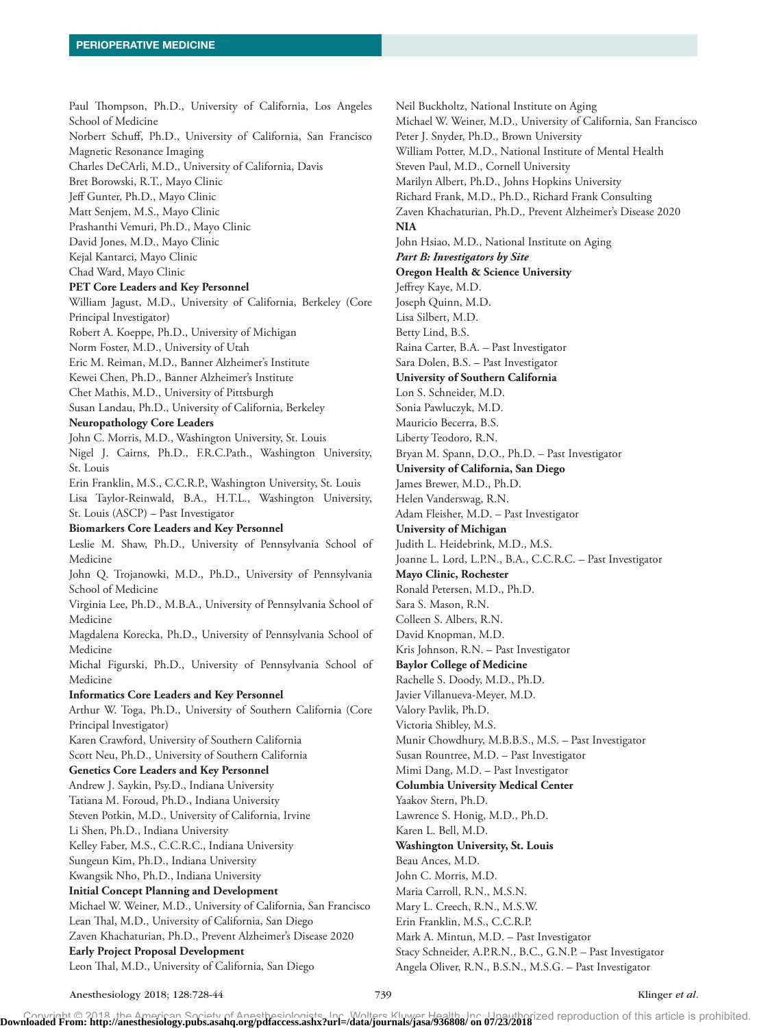Paul Thompson, Ph.D., University of California, Los Angeles School of Medicine
Norbert Schuff, Ph.D., University of California, San Francisco Magnetic Resonance Imaging
Charles DeCArli, M.D., University of California, Davis
Bret Borowski, R.T., Mayo Clinic
Jeff Gunter, Ph.D., Mayo Clinic
Matt Senjem, M.S., Mayo Clinic
Prashanthi Vemuri, Ph.D., Mayo Clinic
David Jones, M.D., Mayo Clinic
Kejal Kantarci, Mayo Clinic
Chad Ward, Mayo Clinic

**PET Core Leaders and Key Personnel**

William Jagust, M.D., University of California, Berkeley (Core Principal Investigator)
Robert A. Koeppe, Ph.D., University of Michigan
Norm Foster, M.D., University of Utah
Eric M. Reiman, M.D., Banner Alzheimer's Institute
Kewei Chen, Ph.D., Banner Alzheimer's Institute
Chet Mathis, M.D., University of Pittsburgh
Susan Landau, Ph.D., University of California, Berkeley

**Neuropathology Core Leaders**

John C. Morris, M.D., Washington University, St. Louis
Nigel J. Cairns, Ph.D., F.R.C.Path., Washington University, St. Louis
Erin Franklin, M.S., C.C.R.P., Washington University, St. Louis
Lisa Taylor-Reinwald, B.A., H.T.L., Washington University, St. Louis (ASCP) – Past Investigator

**Biomarkers Core Leaders and Key Personnel**

Leslie M. Shaw, Ph.D., University of Pennsylvania School of Medicine
John Q. Trojanowki, M.D., Ph.D., University of Pennsylvania School of Medicine
Virginia Lee, Ph.D., M.B.A., University of Pennsylvania School of Medicine
Magdalena Korecka, Ph.D., University of Pennsylvania School of Medicine
Michal Figurski, Ph.D., University of Pennsylvania School of Medicine

**Informatics Core Leaders and Key Personnel**

Arthur W. Toga, Ph.D., University of Southern California (Core Principal Investigator)
Karen Crawford, University of Southern California
Scott Neu, Ph.D., University of Southern California

**Genetics Core Leaders and Key Personnel**

Andrew J. Saykin, Psy.D., Indiana University
Tatiana M. Foroud, Ph.D., Indiana University
Steven Potkin, M.D., University of California, Irvine
Li Shen, Ph.D., Indiana University
Kelley Faber, M.S., C.C.R.C., Indiana University
Sungeun Kim, Ph.D., Indiana University
Kwangsik Nho, Ph.D., Indiana University

**Initial Concept Planning and Development**

Michael W. Weiner, M.D., University of California, San Francisco
Lean Thal, M.D., University of California, San Diego
Zaven Khachaturian, Ph.D., Prevent Alzheimer's Disease 2020

**Early Project Proposal Development**

Leon Thal, M.D., University of California, San Diego
Neil Buckholtz, National Institute on Aging
Michael W. Weiner, M.D., University of California, San Francisco
Peter J. Snyder, Ph.D., Brown University
William Potter, M.D., National Institute of Mental Health
Steven Paul, M.D., Cornell University
Marilyn Albert, Ph.D., Johns Hopkins University
Richard Frank, M.D., Ph.D., Richard Frank Consulting
Zaven Khachaturian, Ph.D., Prevent Alzheimer's Disease 2020

**NIA**

John Hsiao, M.D., National Institute on Aging

***Part B: Investigators by Site***

**Oregon Health & Science University**

Jeffrey Kaye, M.D.
Joseph Quinn, M.D.
Lisa Silbert, M.D.
Betty Lind, B.S.
Raina Carter, B.A. – Past Investigator
Sara Dolen, B.S. – Past Investigator

**University of Southern California**

Lon S. Schneider, M.D.
Sonia Pawluczyk, M.D.
Mauricio Becerra, B.S.
Liberty Teodoro, R.N.
Bryan M. Spann, D.O., Ph.D. – Past Investigator

**University of California, San Diego**

James Brewer, M.D., Ph.D.
Helen Vanderswag, R.N.
Adam Fleisher, M.D. – Past Investigator

**University of Michigan**

Judith L. Heidebrink, M.D., M.S.
Joanne L. Lord, L.P.N., B.A., C.C.R.C. – Past Investigator

**Mayo Clinic, Rochester**

Ronald Petersen, M.D., Ph.D.
Sara S. Mason, R.N.
Colleen S. Albers, R.N.
David Knopman, M.D.
Kris Johnson, R.N. – Past Investigator

**Baylor College of Medicine**

Rachelle S. Doody, M.D., Ph.D.
Javier Villanueva-Meyer, M.D.
Valory Pavlik, Ph.D.
Victoria Shibley, M.S.
Munir Chowdhury, M.B.B.S., M.S. – Past Investigator
Susan Rountree, M.D. – Past Investigator
Mimi Dang, M.D. – Past Investigator

**Columbia University Medical Center**

Yaakov Stern, Ph.D.
Lawrence S. Honig, M.D., Ph.D.
Karen L. Bell, M.D.

**Washington University, St. Louis**

Beau Ances, M.D.
John C. Morris, M.D.
Maria Carroll, R.N., M.S.N.
Mary L. Creech, R.N., M.S.W.
Erin Franklin, M.S., C.C.R.P.
Mark A. Mintun, M.D. – Past Investigator
Stacy Schneider, A.P.R.N., B.C., G.N.P. – Past Investigator
Angela Oliver, R.N., B.S.N., M.S.G. – Past Investigator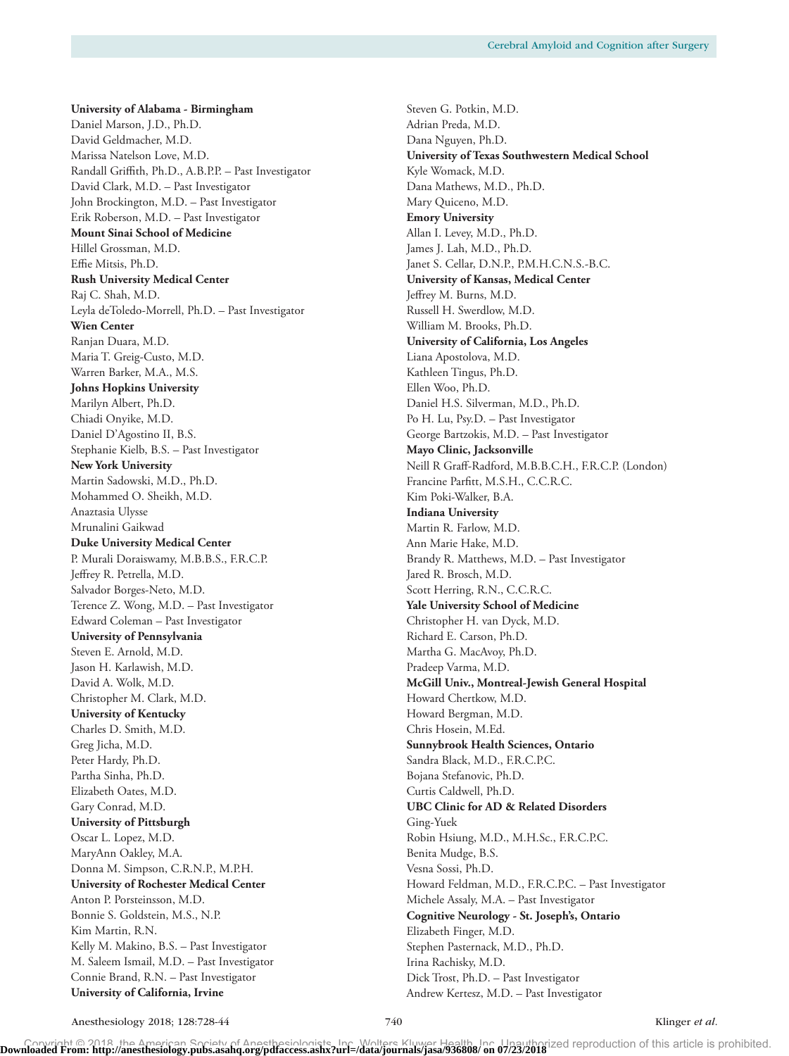**University of Alabama - Birmingham**
Daniel Marson, J.D., Ph.D.
David Geldmacher, M.D.
Marissa Natelson Love, M.D.
Randall Griffith, Ph.D., A.B.P.P. – Past Investigator
David Clark, M.D. – Past Investigator
John Brockington, M.D. – Past Investigator
Erik Roberson, M.D. – Past Investigator

**Mount Sinai School of Medicine**
Hillel Grossman, M.D.
Effie Mitsis, Ph.D.

**Rush University Medical Center**
Raj C. Shah, M.D.
Leyla deToledo-Morrell, Ph.D. – Past Investigator

**Wien Center**
Ranjan Duara, M.D.
Maria T. Greig-Custo, M.D.
Warren Barker, M.A., M.S.

**Johns Hopkins University**
Marilyn Albert, Ph.D.
Chiadi Onyike, M.D.
Daniel D'Agostino II, B.S.
Stephanie Kielb, B.S. – Past Investigator

**New York University**
Martin Sadowski, M.D., Ph.D.
Mohammed O. Sheikh, M.D.
Anaztasia Ulysse
Mrunalini Gaikwad

**Duke University Medical Center**
P. Murali Doraiswamy, M.B.B.S., F.R.C.P.
Jeffrey R. Petrella, M.D.
Salvador Borges-Neto, M.D.
Terence Z. Wong, M.D. – Past Investigator
Edward Coleman – Past Investigator

**University of Pennsylvania**
Steven E. Arnold, M.D.
Jason H. Karlawish, M.D.
David A. Wolk, M.D.
Christopher M. Clark, M.D.

**University of Kentucky**
Charles D. Smith, M.D.
Greg Jicha, M.D.
Peter Hardy, Ph.D.
Partha Sinha, Ph.D.
Elizabeth Oates, M.D.
Gary Conrad, M.D.

**University of Pittsburgh**
Oscar L. Lopez, M.D.
MaryAnn Oakley, M.A.
Donna M. Simpson, C.R.N.P., M.P.H.

**University of Rochester Medical Center**
Anton P. Porsteinsson, M.D.
Bonnie S. Goldstein, M.S., N.P.
Kim Martin, R.N.
Kelly M. Makino, B.S. – Past Investigator
M. Saleem Ismail, M.D. – Past Investigator
Connie Brand, R.N. – Past Investigator

**University of California, Irvine**
Steven G. Potkin, M.D.
Adrian Preda, M.D.
Dana Nguyen, Ph.D.

**University of Texas Southwestern Medical School**
Kyle Womack, M.D.
Dana Mathews, M.D., Ph.D.
Mary Quiceno, M.D.

**Emory University**
Allan I. Levey, M.D., Ph.D.
James J. Lah, M.D., Ph.D.
Janet S. Cellar, D.N.P., P.M.H.C.N.S.-B.C.

**University of Kansas, Medical Center**
Jeffrey M. Burns, M.D.
Russell H. Swerdlow, M.D.
William M. Brooks, Ph.D.

**University of California, Los Angeles**
Liana Apostolova, M.D.
Kathleen Tingus, Ph.D.
Ellen Woo, Ph.D.
Daniel H.S. Silverman, M.D., Ph.D.
Po H. Lu, Psy.D. – Past Investigator
George Bartzokis, M.D. – Past Investigator

**Mayo Clinic, Jacksonville**
Neill R Graff-Radford, M.B.B.C.H., F.R.C.P. (London)
Francine Parfitt, M.S.H., C.C.R.C.
Kim Poki-Walker, B.A.

**Indiana University**
Martin R. Farlow, M.D.
Ann Marie Hake, M.D.
Brandy R. Matthews, M.D. – Past Investigator
Jared R. Brosch, M.D.
Scott Herring, R.N., C.C.R.C.

**Yale University School of Medicine**
Christopher H. van Dyck, M.D.
Richard E. Carson, Ph.D.
Martha G. MacAvoy, Ph.D.
Pradeep Varma, M.D.

**McGill Univ., Montreal-Jewish General Hospital**
Howard Chertkow, M.D.
Howard Bergman, M.D.
Chris Hosein, M.Ed.

**Sunnybrook Health Sciences, Ontario**
Sandra Black, M.D., F.R.C.P.C.
Bojana Stefanovic, Ph.D.
Curtis Caldwell, Ph.D.

**UBC Clinic for AD & Related Disorders**
Ging-Yuek
Robin Hsiung, M.D., M.H.Sc., F.R.C.P.C.
Benita Mudge, B.S.
Vesna Sossi, Ph.D.
Howard Feldman, M.D., F.R.C.P.C. – Past Investigator
Michele Assaly, M.A. – Past Investigator

**Cognitive Neurology - St. Joseph's, Ontario**
Elizabeth Finger, M.D.
Stephen Pasternack, M.D., Ph.D.
Irina Rachisky, M.D.
Dick Trost, Ph.D. – Past Investigator
Andrew Kertesz, M.D. – Past Investigator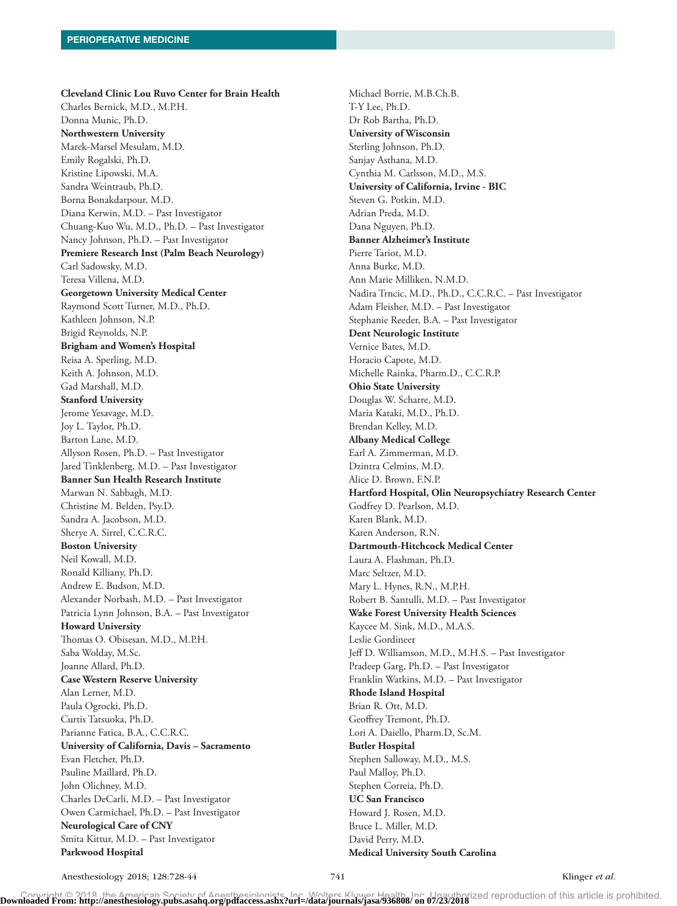**Cleveland Clinic Lou Ruvo Center for Brain Health**
Charles Bernick, M.D., M.P.H.
Donna Munic, Ph.D.
**Northwestern University**
Marek-Marsel Mesulam, M.D.
Emily Rogalski, Ph.D.
Kristine Lipowski, M.A.
Sandra Weintraub, Ph.D.
Borna Bonakdarpour, M.D.
Diana Kerwin, M.D. – Past Investigator
Chuang-Kuo Wu, M.D., Ph.D. – Past Investigator
Nancy Johnson, Ph.D. – Past Investigator
**Premiere Research Inst (Palm Beach Neurology)**
Carl Sadowsky, M.D.
Teresa Villena, M.D.
**Georgetown University Medical Center**
Raymond Scott Turner, M.D., Ph.D.
Kathleen Johnson, N.P.
Brigid Reynolds, N.P.
**Brigham and Women's Hospital**
Reisa A. Sperling, M.D.
Keith A. Johnson, M.D.
Gad Marshall, M.D.
**Stanford University**
Jerome Yesavage, M.D.
Joy L. Taylor, Ph.D.
Barton Lane, M.D.
Allyson Rosen, Ph.D. – Past Investigator
Jared Tinklenberg, M.D. – Past Investigator
**Banner Sun Health Research Institute**
Marwan N. Sabbagh, M.D.
Christine M. Belden, Psy.D.
Sandra A. Jacobson, M.D.
Sherye A. Sirrel, C.C.R.C.
**Boston University**
Neil Kowall, M.D.
Ronald Killiany, Ph.D.
Andrew E. Budson, M.D.
Alexander Norbash, M.D. – Past Investigator
Patricia Lynn Johnson, B.A. – Past Investigator
**Howard University**
Thomas O. Obisesan, M.D., M.P.H.
Saba Wolday, M.Sc.
Joanne Allard, Ph.D.
**Case Western Reserve University**
Alan Lerner, M.D.
Paula Ogrocki, Ph.D.
Curtis Tatsuoka, Ph.D.
Parianne Fatica, B.A., C.C.R.C.
**University of California, Davis – Sacramento**
Evan Fletcher, Ph.D.
Pauline Maillard, Ph.D.
John Olichney, M.D.
Charles DeCarli, M.D. – Past Investigator
Owen Carmichael, Ph.D. – Past Investigator
**Neurological Care of CNY**
Smita Kittur, M.D. – Past Investigator
**Parkwood Hospital**
Michael Borrie, M.B.Ch.B.
T-Y Lee, Ph.D.
Dr Rob Bartha, Ph.D.
**University of Wisconsin**
Sterling Johnson, Ph.D.
Sanjay Asthana, M.D.
Cynthia M. Carlsson, M.D., M.S.
**University of California, Irvine - BIC**
Steven G. Potkin, M.D.
Adrian Preda, M.D.
Dana Nguyen, Ph.D.
**Banner Alzheimer's Institute**
Pierre Tariot, M.D.
Anna Burke, M.D.
Ann Marie Milliken, N.M.D.
Nadira Trncic, M.D., Ph.D., C.C.R.C. – Past Investigator
Adam Fleisher, M.D. – Past Investigator
Stephanie Reeder, B.A. – Past Investigator
**Dent Neurologic Institute**
Vernice Bates, M.D.
Horacio Capote, M.D.
Michelle Rainka, Pharm.D., C.C.R.P.
**Ohio State University**
Douglas W. Scharre, M.D.
Maria Kataki, M.D., Ph.D.
Brendan Kelley, M.D.
**Albany Medical College**
Earl A. Zimmerman, M.D.
Dzintra Celmins, M.D.
Alice D. Brown, F.N.P.
**Hartford Hospital, Olin Neuropsychiatry Research Center**
Godfrey D. Pearlson, M.D.
Karen Blank, M.D.
Karen Anderson, R.N.
**Dartmouth-Hitchcock Medical Center**
Laura A. Flashman, Ph.D.
Marc Seltzer, M.D.
Mary L. Hynes, R.N., M.P.H.
Robert B. Santulli, M.D. – Past Investigator
**Wake Forest University Health Sciences**
Kaycee M. Sink, M.D., M.A.S.
Leslie Gordineer
Jeff D. Williamson, M.D., M.H.S. – Past Investigator
Pradeep Garg, Ph.D. – Past Investigator
Franklin Watkins, M.D. – Past Investigator
**Rhode Island Hospital**
Brian R. Ott, M.D.
Geoffrey Tremont, Ph.D.
Lori A. Daiello, Pharm.D, Sc.M.
**Butler Hospital**
Stephen Salloway, M.D., M.S.
Paul Malloy, Ph.D.
Stephen Correia, Ph.D.
**UC San Francisco**
Howard J. Rosen, M.D.
Bruce L. Miller, M.D.
David Perry, M.D.
**Medical University South Carolina**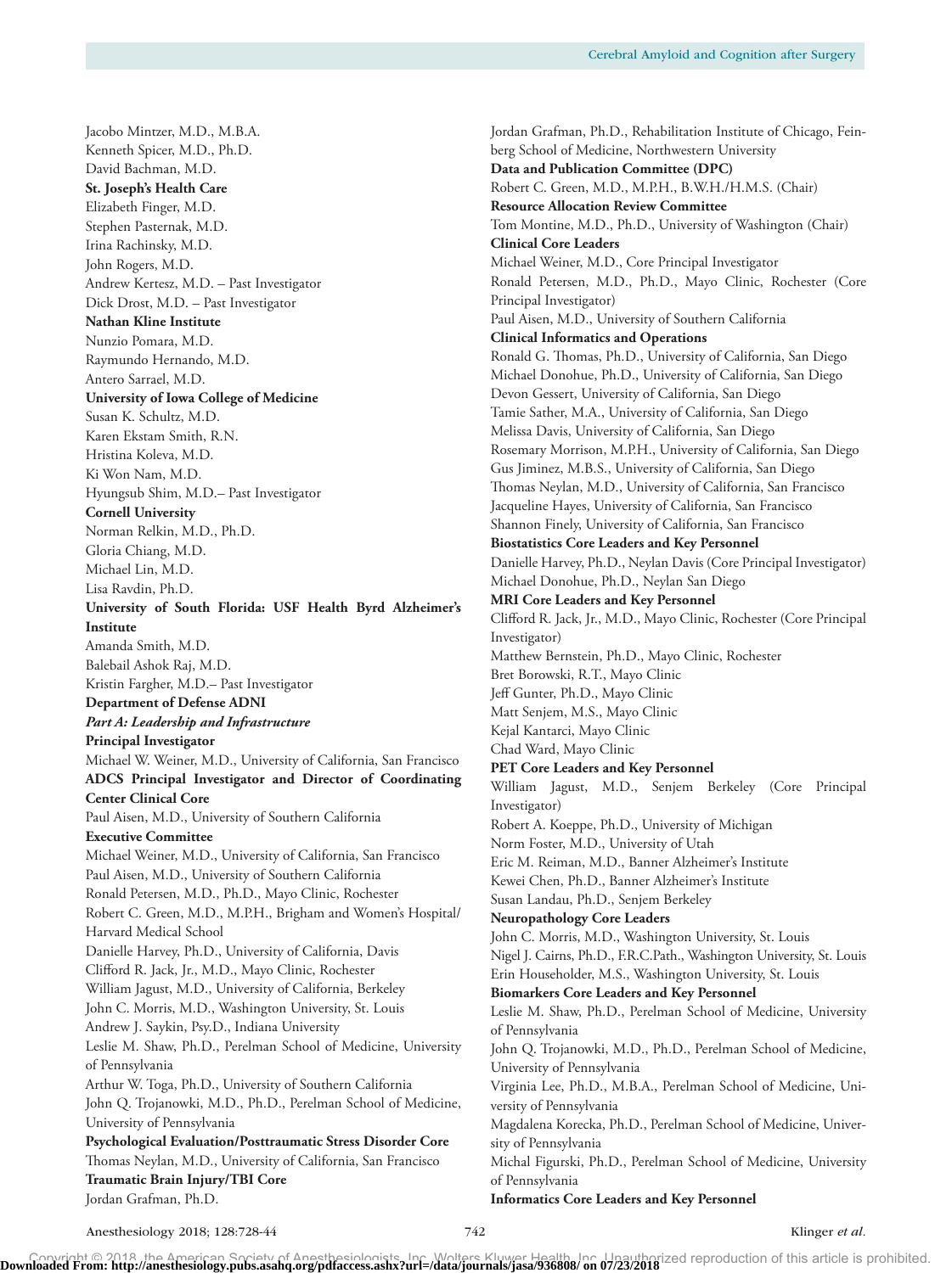Jacobo Mintzer, M.D., M.B.A.
Kenneth Spicer, M.D., Ph.D.
David Bachman, M.D.

**St. Joseph's Health Care**
Elizabeth Finger, M.D.
Stephen Pasternak, M.D.
Irina Rachinsky, M.D.
John Rogers, M.D.
Andrew Kertesz, M.D. – Past Investigator
Dick Drost, M.D. – Past Investigator

**Nathan Kline Institute**
Nunzio Pomara, M.D.
Raymundo Hernando, M.D.
Antero Sarrael, M.D.

**University of Iowa College of Medicine**
Susan K. Schultz, M.D.
Karen Ekstam Smith, R.N.
Hristina Koleva, M.D.
Ki Won Nam, M.D.
Hyungsub Shim, M.D.– Past Investigator

**Cornell University**
Norman Relkin, M.D., Ph.D.
Gloria Chiang, M.D.
Michael Lin, M.D.
Lisa Ravdin, Ph.D.

**University of South Florida: USF Health Byrd Alzheimer's Institute**
Amanda Smith, M.D.
Balebail Ashok Raj, M.D.
Kristin Fargher, M.D.– Past Investigator

**Department of Defense ADNI**

***Part A: Leadership and Infrastructure***

**Principal Investigator**
Michael W. Weiner, M.D., University of California, San Francisco

**ADCS Principal Investigator and Director of Coordinating Center Clinical Core**
Paul Aisen, M.D., University of Southern California

**Executive Committee**
Michael Weiner, M.D., University of California, San Francisco
Paul Aisen, M.D., University of Southern California
Ronald Petersen, M.D., Ph.D., Mayo Clinic, Rochester
Robert C. Green, M.D., M.P.H., Brigham and Women's Hospital/Harvard Medical School
Danielle Harvey, Ph.D., University of California, Davis
Clifford R. Jack, Jr., M.D., Mayo Clinic, Rochester
William Jagust, M.D., University of California, Berkeley
John C. Morris, M.D., Washington University, St. Louis
Andrew J. Saykin, Psy.D., Indiana University
Leslie M. Shaw, Ph.D., Perelman School of Medicine, University of Pennsylvania
Arthur W. Toga, Ph.D., University of Southern California
John Q. Trojanowki, M.D., Ph.D., Perelman School of Medicine, University of Pennsylvania

**Psychological Evaluation/Posttraumatic Stress Disorder Core**
Thomas Neylan, M.D., University of California, San Francisco

**Traumatic Brain Injury/TBI Core**
Jordan Grafman, Ph.D.
Jordan Grafman, Ph.D., Rehabilitation Institute of Chicago, Feinberg School of Medicine, Northwestern University

**Data and Publication Committee (DPC)**
Robert C. Green, M.D., M.P.H., B.W.H./H.M.S. (Chair)

**Resource Allocation Review Committee**
Tom Montine, M.D., Ph.D., University of Washington (Chair)

**Clinical Core Leaders**
Michael Weiner, M.D., Core Principal Investigator
Ronald Petersen, M.D., Ph.D., Mayo Clinic, Rochester (Core Principal Investigator)
Paul Aisen, M.D., University of Southern California

**Clinical Informatics and Operations**
Ronald G. Thomas, Ph.D., University of California, San Diego
Michael Donohue, Ph.D., University of California, San Diego
Devon Gessert, University of California, San Diego
Tamie Sather, M.A., University of California, San Diego
Melissa Davis, University of California, San Diego
Rosemary Morrison, M.P.H., University of California, San Diego
Gus Jiminez, M.B.S., University of California, San Diego
Thomas Neylan, M.D., University of California, San Francisco
Jacqueline Hayes, University of California, San Francisco
Shannon Finely, University of California, San Francisco

**Biostatistics Core Leaders and Key Personnel**
Danielle Harvey, Ph.D., Neylan Davis (Core Principal Investigator)
Michael Donohue, Ph.D., Neylan San Diego

**MRI Core Leaders and Key Personnel**
Clifford R. Jack, Jr., M.D., Mayo Clinic, Rochester (Core Principal Investigator)
Matthew Bernstein, Ph.D., Mayo Clinic, Rochester
Bret Borowski, R.T., Mayo Clinic
Jeff Gunter, Ph.D., Mayo Clinic
Matt Senjem, M.S., Mayo Clinic
Kejal Kantarci, Mayo Clinic
Chad Ward, Mayo Clinic

**PET Core Leaders and Key Personnel**
William Jagust, M.D., Senjem Berkeley (Core Principal Investigator)
Robert A. Koeppe, Ph.D., University of Michigan
Norm Foster, M.D., University of Utah
Eric M. Reiman, M.D., Banner Alzheimer's Institute
Kewei Chen, Ph.D., Banner Alzheimer's Institute
Susan Landau, Ph.D., Senjem Berkeley

**Neuropathology Core Leaders**
John C. Morris, M.D., Washington University, St. Louis
Nigel J. Cairns, Ph.D., F.R.C.Path., Washington University, St. Louis
Erin Householder, M.S., Washington University, St. Louis

**Biomarkers Core Leaders and Key Personnel**
Leslie M. Shaw, Ph.D., Perelman School of Medicine, University of Pennsylvania
John Q. Trojanowki, M.D., Ph.D., Perelman School of Medicine, University of Pennsylvania
Virginia Lee, Ph.D., M.B.A., Perelman School of Medicine, University of Pennsylvania
Magdalena Korecka, Ph.D., Perelman School of Medicine, University of Pennsylvania
Michal Figurski, Ph.D., Perelman School of Medicine, University of Pennsylvania

**Informatics Core Leaders and Key Personnel**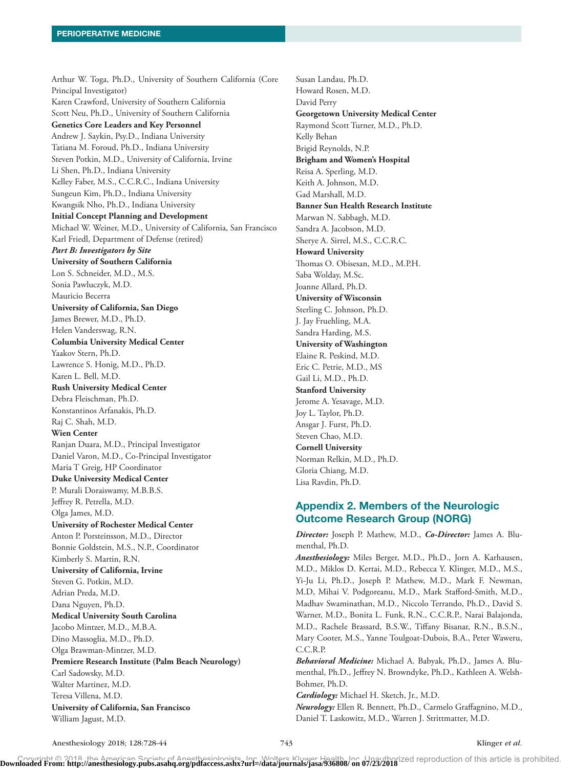Arthur W. Toga, Ph.D., University of Southern California (Core Principal Investigator)
Karen Crawford, University of Southern California
Scott Neu, Ph.D., University of Southern California

**Genetics Core Leaders and Key Personnel**
Andrew J. Saykin, Psy.D., Indiana University
Tatiana M. Foroud, Ph.D., Indiana University
Steven Potkin, M.D., University of California, Irvine
Li Shen, Ph.D., Indiana University
Kelley Faber, M.S., C.C.R.C., Indiana University
Sungeun Kim, Ph.D., Indiana University
Kwangsik Nho, Ph.D., Indiana University

**Initial Concept Planning and Development**
Michael W. Weiner, M.D., University of California, San Francisco
Karl Friedl, Department of Defense (retired)

***Part B: Investigators by Site***

**University of Southern California**
Lon S. Schneider, M.D., M.S.
Sonia Pawluczyk, M.D.
Mauricio Becerra

**University of California, San Diego**
James Brewer, M.D., Ph.D.
Helen Vanderswag, R.N.

**Columbia University Medical Center**
Yaakov Stern, Ph.D.
Lawrence S. Honig, M.D., Ph.D.
Karen L. Bell, M.D.

**Rush University Medical Center**
Debra Fleischman, Ph.D.
Konstantinos Arfanakis, Ph.D.
Raj C. Shah, M.D.

**Wien Center**
Ranjan Duara, M.D., Principal Investigator
Daniel Varon, M.D., Co-Principal Investigator
Maria T Greig, HP Coordinator

**Duke University Medical Center**
P. Murali Doraiswamy, M.B.B.S.
Jeffrey R. Petrella, M.D.
Olga James, M.D.

**University of Rochester Medical Center**
Anton P. Porsteinsson, M.D., Director
Bonnie Goldstein, M.S., N.P., Coordinator
Kimberly S. Martin, R.N.

**University of California, Irvine**
Steven G. Potkin, M.D.
Adrian Preda, M.D.
Dana Nguyen, Ph.D.

**Medical University South Carolina**
Jacobo Mintzer, M.D., M.B.A.
Dino Massoglia, M.D., Ph.D.
Olga Brawman-Mintzer, M.D.

**Premiere Research Institute (Palm Beach Neurology)**
Carl Sadowsky, M.D.
Walter Martinez, M.D.
Teresa Villena, M.D.

**University of California, San Francisco**
William Jagust, M.D.
Susan Landau, Ph.D.
Howard Rosen, M.D.
David Perry

**Georgetown University Medical Center**
Raymond Scott Turner, M.D., Ph.D.
Kelly Behan
Brigid Reynolds, N.P.

**Brigham and Women's Hospital**
Reisa A. Sperling, M.D.
Keith A. Johnson, M.D.
Gad Marshall, M.D.

**Banner Sun Health Research Institute**
Marwan N. Sabbagh, M.D.
Sandra A. Jacobson, M.D.
Sherye A. Sirrel, M.S., C.C.R.C.

**Howard University**
Thomas O. Obisesan, M.D., M.P.H.
Saba Wolday, M.Sc.
Joanne Allard, Ph.D.

**University of Wisconsin**
Sterling C. Johnson, Ph.D.
J. Jay Fruehling, M.A.
Sandra Harding, M.S.

**University of Washington**
Elaine R. Peskind, M.D.
Eric C. Petrie, M.D., MS
Gail Li, M.D., Ph.D.

**Stanford University**
Jerome A. Yesavage, M.D.
Joy L. Taylor, Ph.D.
Ansgar J. Furst, Ph.D.
Steven Chao, M.D.

**Cornell University**
Norman Relkin, M.D., Ph.D.
Gloria Chiang, M.D.
Lisa Ravdin, Ph.D.

## Appendix 2. Members of the Neurologic Outcome Research Group (NORG)

***Director:*** Joseph P. Mathew, M.D., ***Co-Director:*** James A. Blumenthal, Ph.D.

***Anesthesiology:*** Miles Berger, M.D., Ph.D., Jorn A. Karhausen, M.D., Miklos D. Kertai, M.D., Rebecca Y. Klinger, M.D., M.S., Yi-Ju Li, Ph.D., Joseph P. Mathew, M.D., Mark F. Newman, M.D, Mihai V. Podgoreanu, M.D., Mark Stafford-Smith, M.D., Madhav Swaminathan, M.D., Niccolo Terrando, Ph.D., David S. Warner, M.D., Bonita L. Funk, R.N., C.C.R.P., Narai Balajonda, M.D., Rachele Brassard, B.S.W., Tiffany Bisanar, R.N., B.S.N., Mary Cooter, M.S., Yanne Toulgoat-Dubois, B.A., Peter Waweru, C.C.R.P.

***Behavioral Medicine:*** Michael A. Babyak, Ph.D., James A. Blumenthal, Ph.D., Jeffrey N. Browndyke, Ph.D., Kathleen A. Welsh-Bohmer, Ph.D.

***Cardiology:*** Michael H. Sketch, Jr., M.D.

***Neurology:*** Ellen R. Bennett, Ph.D., Carmelo Graffagnino, M.D., Daniel T. Laskowitz, M.D., Warren J. Strittmatter, M.D.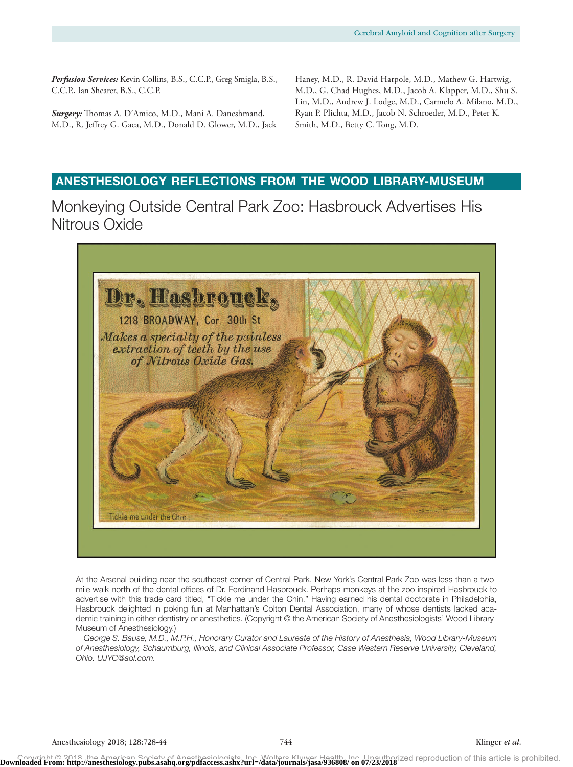*Perfusion Services:* Kevin Collins, B.S., C.C.P., Greg Smigla, B.S., C.C.P., Ian Shearer, B.S., C.C.P.

*Surgery:* Thomas A. D'Amico, M.D., Mani A. Daneshmand, M.D., R. Jeffrey G. Gaca, M.D., Donald D. Glower, M.D., Jack Haney, M.D., R. David Harpole, M.D., Mathew G. Hartwig, M.D., G. Chad Hughes, M.D., Jacob A. Klapper, M.D., Shu S. Lin, M.D., Andrew J. Lodge, M.D., Carmelo A. Milano, M.D., Ryan P. Plichta, M.D., Jacob N. Schroeder, M.D., Peter K. Smith, M.D., Betty C. Tong, M.D.

## ANESTHESIOLOGY REFLECTIONS FROM THE WOOD LIBRARY-MUSEUM

# Monkeying Outside Central Park Zoo: Hasbrouck Advertises His Nitrous Oxide

At the Arsenal building near the southeast corner of Central Park, New York's Central Park Zoo was less than a two-mile walk north of the dental offices of Dr. Ferdinand Hasbrouck. Perhaps monkeys at the zoo inspired Hasbrouck to advertise with this trade card titled, "Tickle me under the Chin." Having earned his dental doctorate in Philadelphia, Hasbrouck delighted in poking fun at Manhattan's Colton Dental Association, many of whose dentists lacked academic training in either dentistry or anesthetics. (Copyright © the American Society of Anesthesiologists' Wood Library-Museum of Anesthesiology.)

*George S. Bause, M.D., M.P.H., Honorary Curator and Laureate of the History of Anesthesia, Wood Library-Museum of Anesthesiology, Schaumburg, Illinois, and Clinical Associate Professor, Case Western Reserve University, Cleveland, Ohio. UJYC@aol.com.*